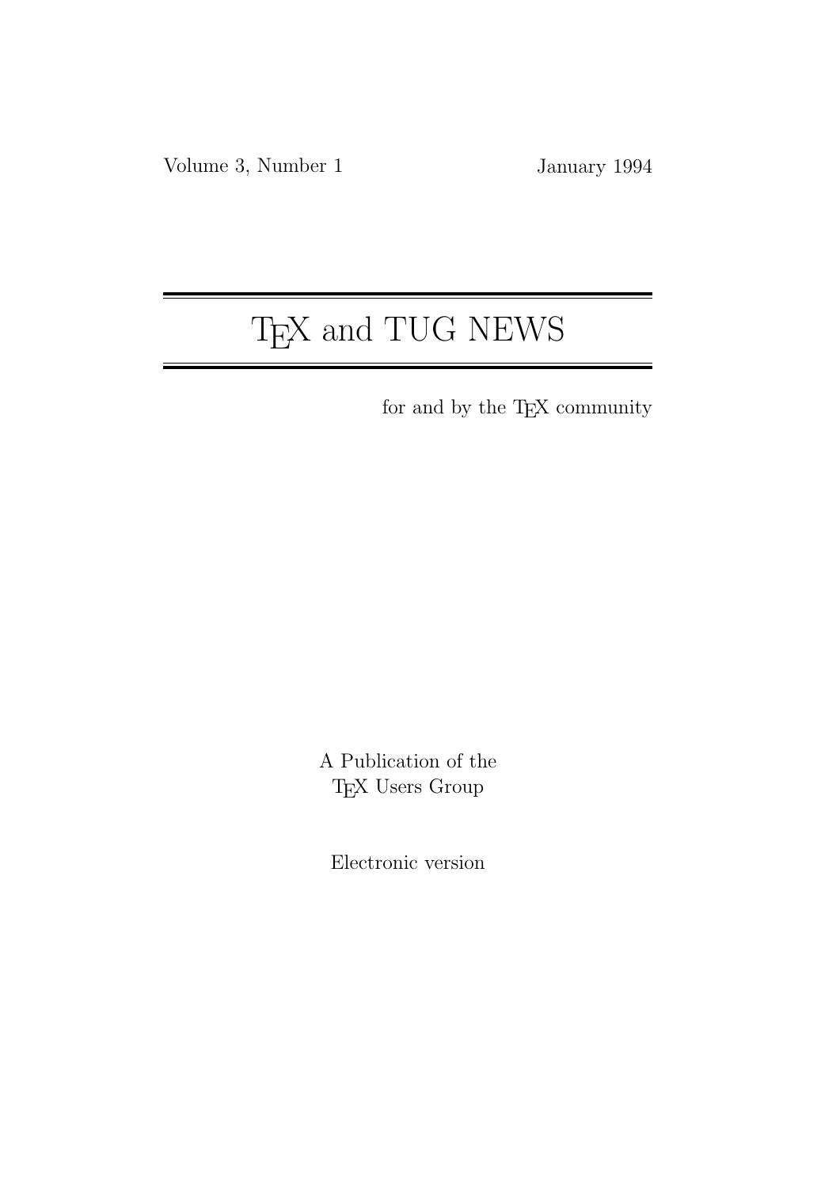Volume 3, Number 1 January 1994

# TEX and TUG NEWS

for and by the TEX community

A Publication of the
TEX Users Group

Electronic version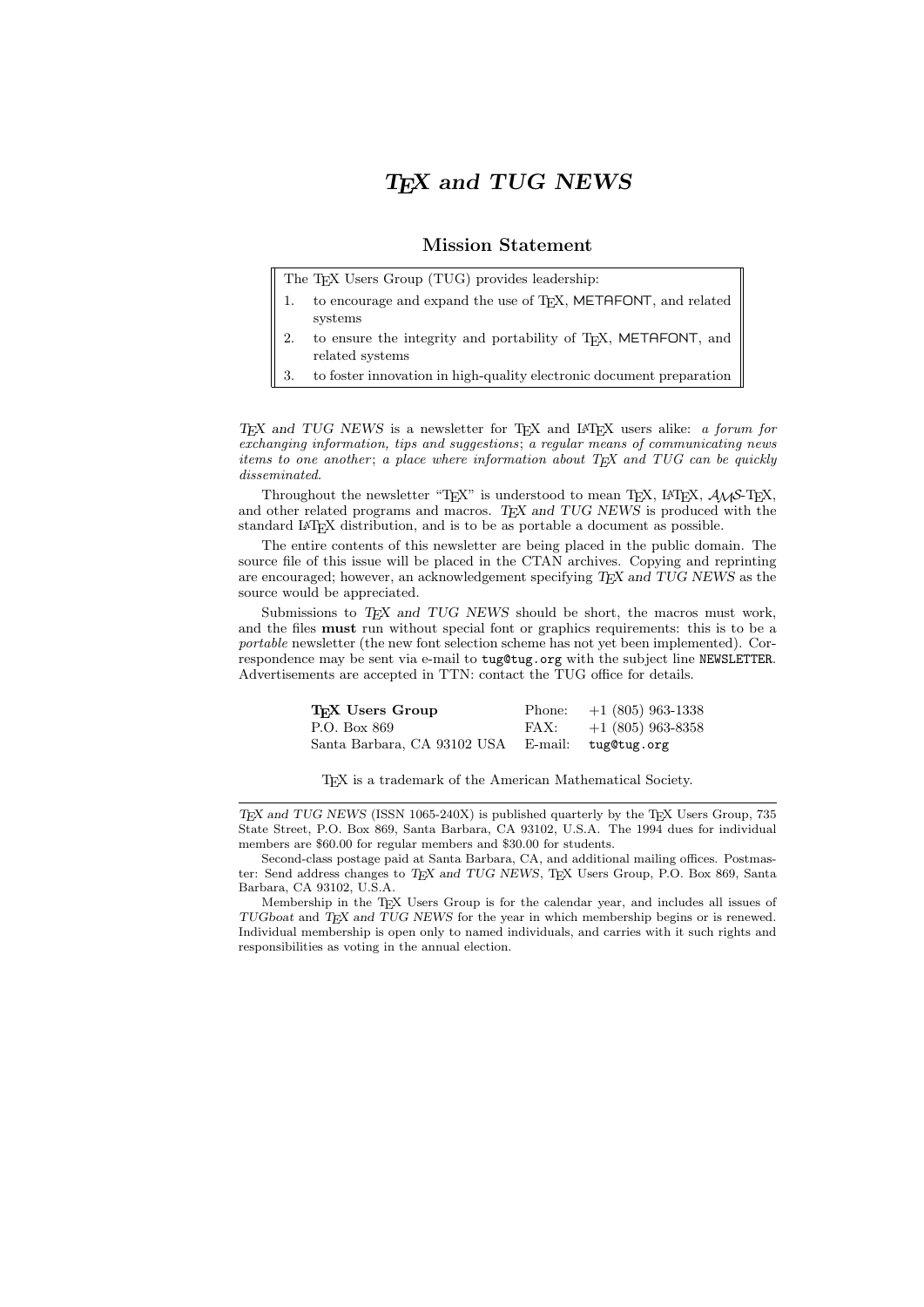# *TeX and TUG NEWS*

## Mission Statement

The TeX Users Group (TUG) provides leadership:

1. to encourage and expand the use of TeX, METAFONT, and related systems
2. to ensure the integrity and portability of TeX, METAFONT, and related systems
3. to foster innovation in high-quality electronic document preparation

*TeX and TUG NEWS* is a newsletter for TeX and LaTeX users alike: *a forum for exchanging information, tips and suggestions*; *a regular means of communicating news items to one another*; *a place where information about TeX and TUG can be quickly disseminated*.

Throughout the newsletter "TeX" is understood to mean TeX, LaTeX, AMS-TeX, and other related programs and macros. *TeX and TUG NEWS* is produced with the standard LaTeX distribution, and is to be as portable a document as possible.

The entire contents of this newsletter are being placed in the public domain. The source file of this issue will be placed in the CTAN archives. Copying and reprinting are encouraged; however, an acknowledgement specifying *TeX and TUG NEWS* as the source would be appreciated.

Submissions to *TeX and TUG NEWS* should be short, the macros must work, and the files **must** run without special font or graphics requirements: this is to be a *portable* newsletter (the new font selection scheme has not yet been implemented). Correspondence may be sent via e-mail to `tug@tug.org` with the subject line `NEWSLETTER`. Advertisements are accepted in TTN: contact the TUG office for details.

| | | |
|---|---|---|
| **TeX Users Group** | Phone: | +1 (805) 963-1338 |
| P.O. Box 869 | FAX: | +1 (805) 963-8358 |
| Santa Barbara, CA 93102 USA | E-mail: | `tug@tug.org` |

TeX is a trademark of the American Mathematical Society.

---

*TeX and TUG NEWS* (ISSN 1065-240X) is published quarterly by the TeX Users Group, 735 State Street, P.O. Box 869, Santa Barbara, CA 93102, U.S.A. The 1994 dues for individual members are $60.00 for regular members and $30.00 for students.

Second-class postage paid at Santa Barbara, CA, and additional mailing offices. Postmaster: Send address changes to *TeX and TUG NEWS*, TeX Users Group, P.O. Box 869, Santa Barbara, CA 93102, U.S.A.

Membership in the TeX Users Group is for the calendar year, and includes all issues of *TUGboat* and *TeX and TUG NEWS* for the year in which membership begins or is renewed. Individual membership is open only to named individuals, and carries with it such rights and responsibilities as voting in the annual election.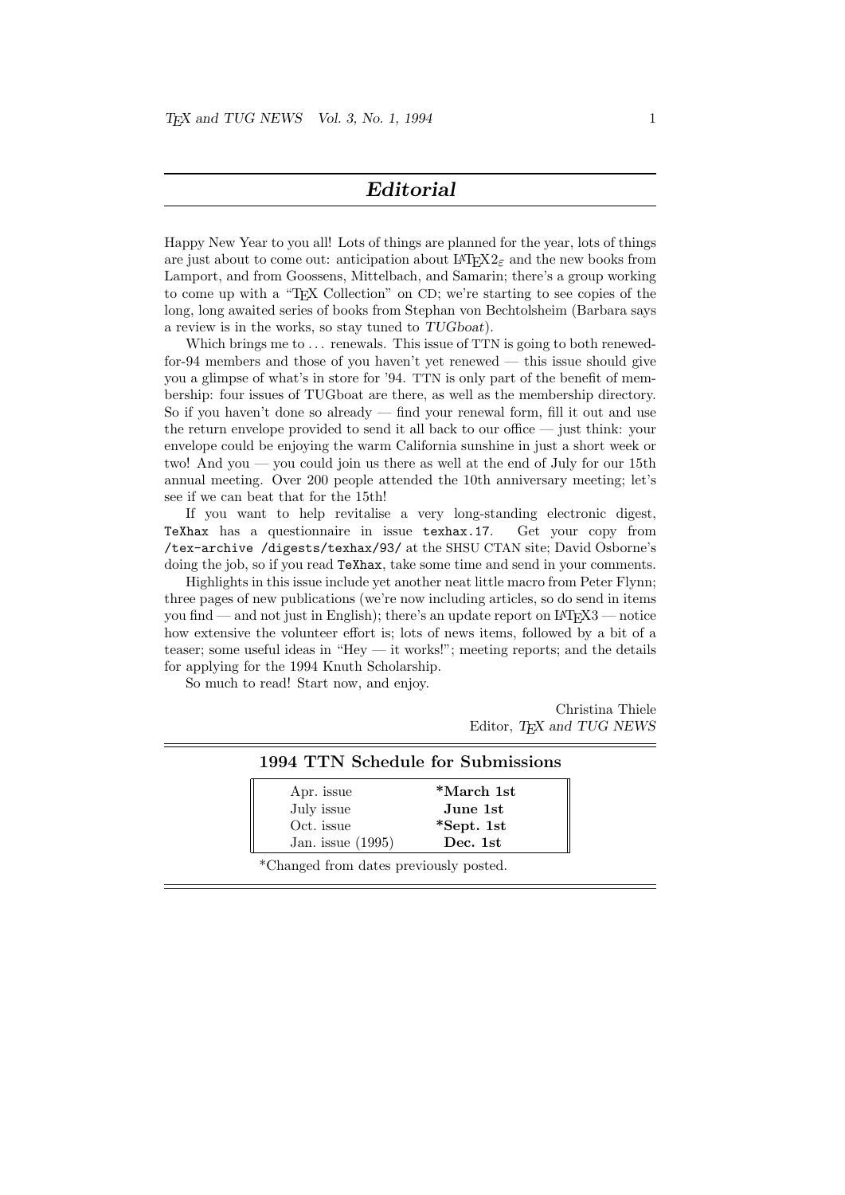# *Editorial*

Happy New Year to you all! Lots of things are planned for the year, lots of things are just about to come out: anticipation about LaTeX2$_\varepsilon$ and the new books from Lamport, and from Goossens, Mittelbach, and Samarin; there's a group working to come up with a "TeX Collection" on CD; we're starting to see copies of the long, long awaited series of books from Stephan von Bechtolsheim (Barbara says a review is in the works, so stay tuned to *TUGboat*).

Which brings me to ... renewals. This issue of TTN is going to both renewed-for-94 members and those of you haven't yet renewed — this issue should give you a glimpse of what's in store for '94. TTN is only part of the benefit of membership: four issues of TUGboat are there, as well as the membership directory. So if you haven't done so already — find your renewal form, fill it out and use the return envelope provided to send it all back to our office — just think: your envelope could be enjoying the warm California sunshine in just a short week or two! And you — you could join us there as well at the end of July for our 15th annual meeting. Over 200 people attended the 10th anniversary meeting; let's see if we can beat that for the 15th!

If you want to help revitalise a very long-standing electronic digest, `TeXhax` has a questionnaire in issue `texhax.17`. Get your copy from `/tex-archive /digests/texhax/93/` at the SHSU CTAN site; David Osborne's doing the job, so if you read `TeXhax`, take some time and send in your comments.

Highlights in this issue include yet another neat little macro from Peter Flynn; three pages of new publications (we're now including articles, so do send in items you find — and not just in English); there's an update report on LaTeX3 — notice how extensive the volunteer effort is; lots of news items, followed by a bit of a teaser; some useful ideas in "Hey — it works!"; meeting reports; and the details for applying for the 1994 Knuth Scholarship.

So much to read! Start now, and enjoy.

Christina Thiele
Editor, *TeX and TUG NEWS*

## 1994 TTN Schedule for Submissions

| Issue | Deadline |
|---|---|
| Apr. issue | **\*March 1st** |
| July issue | **June 1st** |
| Oct. issue | **\*Sept. 1st** |
| Jan. issue (1995) | **Dec. 1st** |

\*Changed from dates previously posted.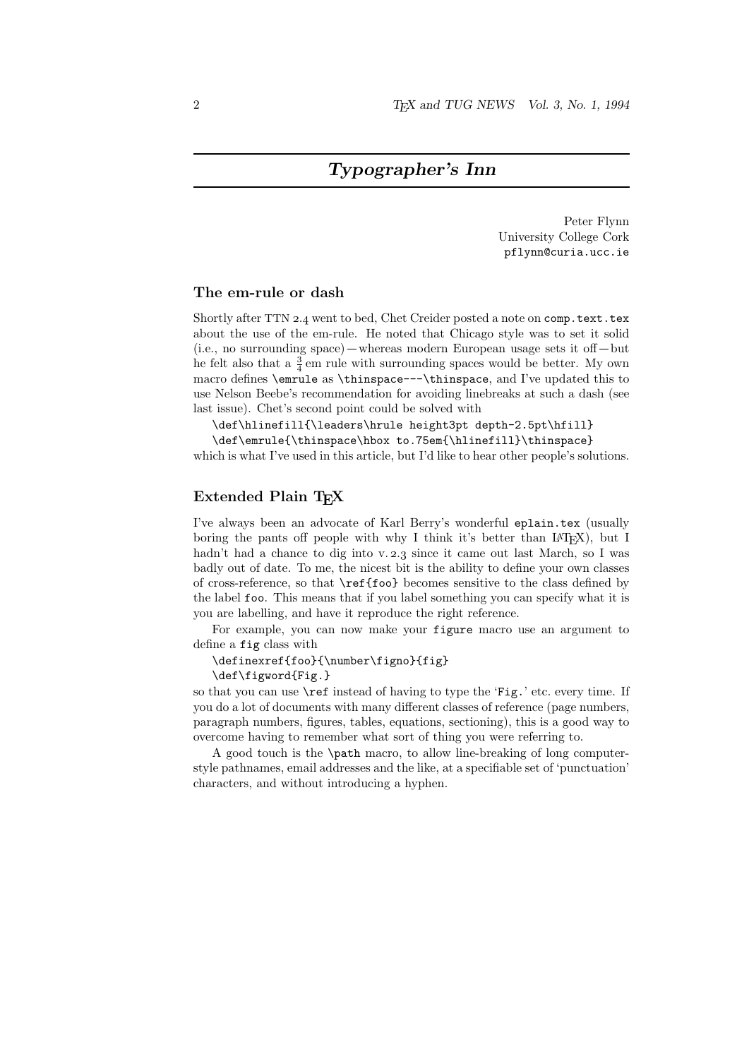# *Typographer's Inn*

Peter Flynn
University College Cork
pflynn@curia.ucc.ie

## The em-rule or dash

Shortly after TTN 2.4 went to bed, Chet Creider posted a note on `comp.text.tex` about the use of the em-rule. He noted that Chicago style was to set it solid (i.e., no surrounding space) — whereas modern European usage sets it off — but he felt also that a $\frac{3}{4}$ em rule with surrounding spaces would be better. My own macro defines `\emrule` as `\thinspace---\thinspace`, and I've updated this to use Nelson Beebe's recommendation for avoiding linebreaks at such a dash (see last issue). Chet's second point could be solved with

```
\def\hlinefill{\leaders\hrule height3pt depth-2.5pt\hfill}
\def\emrule{\thinspace\hbox to.75em{\hlinefill}\thinspace}
```

which is what I've used in this article, but I'd like to hear other people's solutions.

## Extended Plain TeX

I've always been an advocate of Karl Berry's wonderful `eplain.tex` (usually boring the pants off people with why I think it's better than LaTeX), but I hadn't had a chance to dig into v. 2.3 since it came out last March, so I was badly out of date. To me, the nicest bit is the ability to define your own classes of cross-reference, so that `\ref{foo}` becomes sensitive to the class defined by the label `foo`. This means that if you label something you can specify what it is you are labelling, and have it reproduce the right reference.

For example, you can now make your `figure` macro use an argument to define a `fig` class with

```
\definexref{foo}{\number\figno}{fig}
\def\figword{Fig.}
```

so that you can use `\ref` instead of having to type the '`Fig.`' etc. every time. If you do a lot of documents with many different classes of reference (page numbers, paragraph numbers, figures, tables, equations, sectioning), this is a good way to overcome having to remember what sort of thing you were referring to.

A good touch is the `\path` macro, to allow line-breaking of long computer-style pathnames, email addresses and the like, at a specifiable set of 'punctuation' characters, and without introducing a hyphen.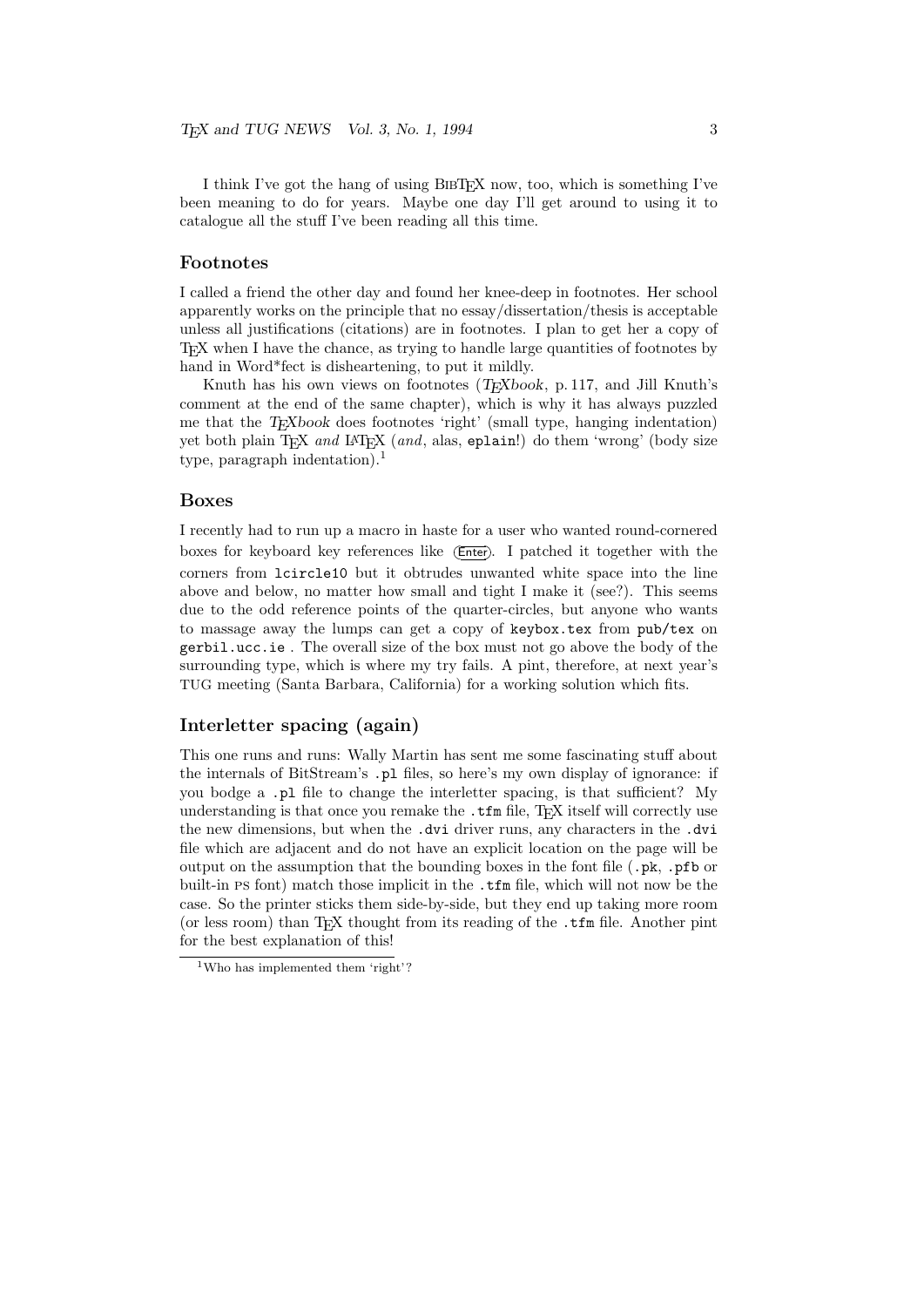I think I've got the hang of using BibTeX now, too, which is something I've been meaning to do for years. Maybe one day I'll get around to using it to catalogue all the stuff I've been reading all this time.

## Footnotes

I called a friend the other day and found her knee-deep in footnotes. Her school apparently works on the principle that no essay/dissertation/thesis is acceptable unless all justifications (citations) are in footnotes. I plan to get her a copy of TeX when I have the chance, as trying to handle large quantities of footnotes by hand in Word*fect is disheartening, to put it mildly.

Knuth has his own views on footnotes (*TeXbook*, p. 117, and Jill Knuth's comment at the end of the same chapter), which is why it has always puzzled me that the *TeXbook* does footnotes 'right' (small type, hanging indentation) yet both plain TeX *and* LaTeX (*and*, alas, `eplain`!) do them 'wrong' (body size type, paragraph indentation).[1]

## Boxes

I recently had to run up a macro in haste for a user who wanted round-cornered boxes for keyboard key references like (Enter). I patched it together with the corners from `lcircle10` but it obtrudes unwanted white space into the line above and below, no matter how small and tight I make it (see?). This seems due to the odd reference points of the quarter-circles, but anyone who wants to massage away the lumps can get a copy of `keybox.tex` from `pub/tex` on `gerbil.ucc.ie` . The overall size of the box must not go above the body of the surrounding type, which is where my try fails. A pint, therefore, at next year's TUG meeting (Santa Barbara, California) for a working solution which fits.

## Interletter spacing (again)

This one runs and runs: Wally Martin has sent me some fascinating stuff about the internals of BitStream's `.pl` files, so here's my own display of ignorance: if you bodge a `.pl` file to change the interletter spacing, is that sufficient? My understanding is that once you remake the `.tfm` file, TeX itself will correctly use the new dimensions, but when the `.dvi` driver runs, any characters in the `.dvi` file which are adjacent and do not have an explicit location on the page will be output on the assumption that the bounding boxes in the font file (`.pk`, `.pfb` or built-in PS font) match those implicit in the `.tfm` file, which will not now be the case. So the printer sticks them side-by-side, but they end up taking more room (or less room) than TeX thought from its reading of the `.tfm` file. Another pint for the best explanation of this!

---

[1] Who has implemented them 'right'?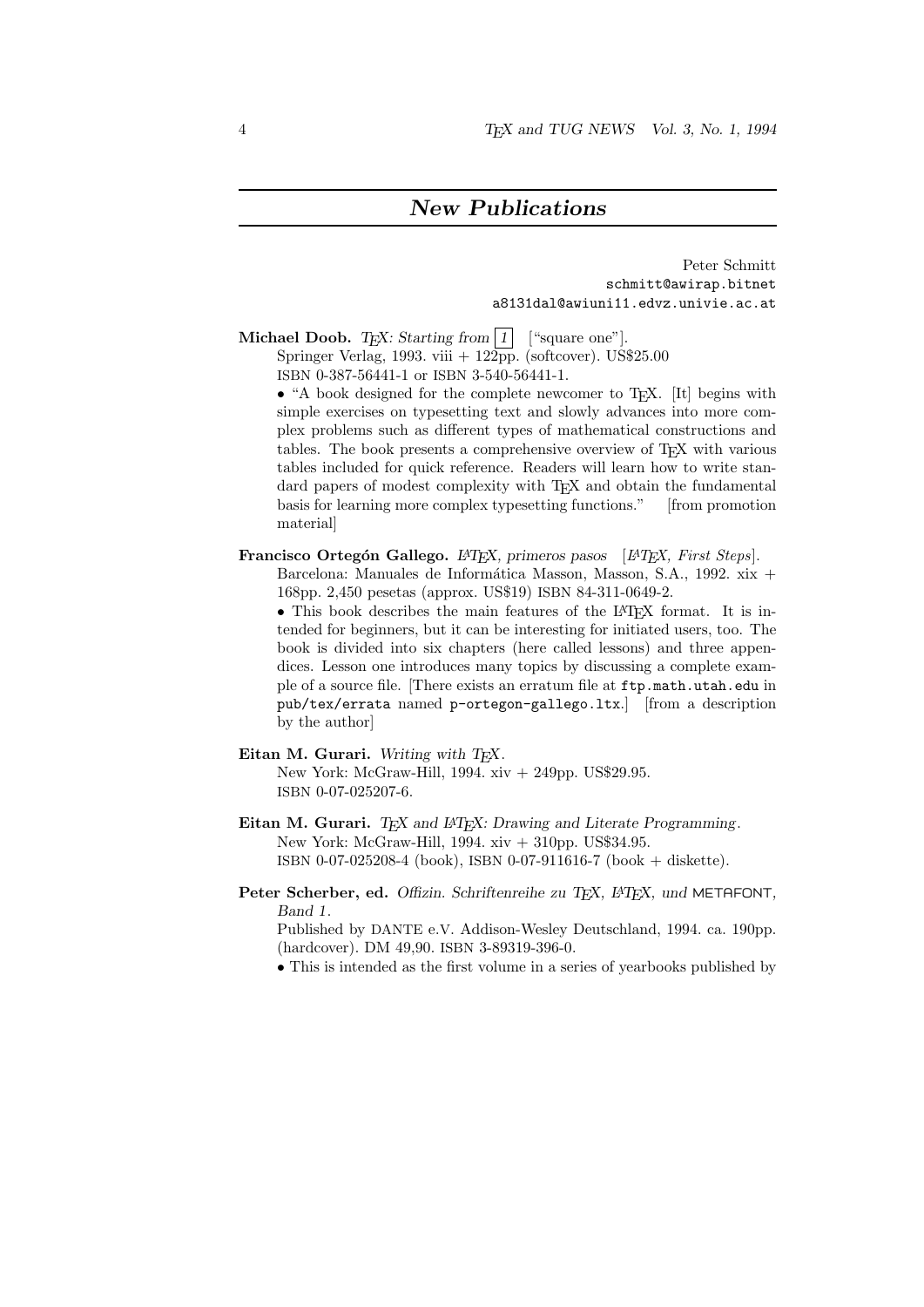## *New Publications*

Peter Schmitt
schmitt@awirap.bitnet
a8131dal@awiuni11.edvz.univie.ac.at

**Michael Doob.** *TeX: Starting from* [1] ["square one"].
Springer Verlag, 1993. viii + 122pp. (softcover). US$25.00
ISBN 0-387-56441-1 or ISBN 3-540-56441-1.

• "A book designed for the complete newcomer to TeX. [It] begins with simple exercises on typesetting text and slowly advances into more complex problems such as different types of mathematical constructions and tables. The book presents a comprehensive overview of TeX with various tables included for quick reference. Readers will learn how to write standard papers of modest complexity with TeX and obtain the fundamental basis for learning more complex typesetting functions." [from promotion material]

**Francisco Ortegón Gallego.** *LaTeX, primeros pasos* [*LaTeX, First Steps*].
Barcelona: Manuales de Informática Masson, Masson, S.A., 1992. xix + 168pp. 2,450 pesetas (approx. US$19) ISBN 84-311-0649-2.

• This book describes the main features of the LaTeX format. It is intended for beginners, but it can be interesting for initiated users, too. The book is divided into six chapters (here called lessons) and three appendices. Lesson one introduces many topics by discussing a complete example of a source file. [There exists an erratum file at `ftp.math.utah.edu` in `pub/tex/errata` named `p-ortegon-gallego.ltx`.] [from a description by the author]

**Eitan M. Gurari.** *Writing with TeX*.
New York: McGraw-Hill, 1994. xiv + 249pp. US$29.95.
ISBN 0-07-025207-6.

**Eitan M. Gurari.** *TeX and LaTeX: Drawing and Literate Programming*.
New York: McGraw-Hill, 1994. xiv + 310pp. US$34.95.
ISBN 0-07-025208-4 (book), ISBN 0-07-911616-7 (book + diskette).

**Peter Scherber, ed.** *Offizin. Schriftenreihe zu TeX, LaTeX, und METAFONT, Band 1*.
Published by DANTE e.V. Addison-Wesley Deutschland, 1994. ca. 190pp. (hardcover). DM 49,90. ISBN 3-89319-396-0.

• This is intended as the first volume in a series of yearbooks published by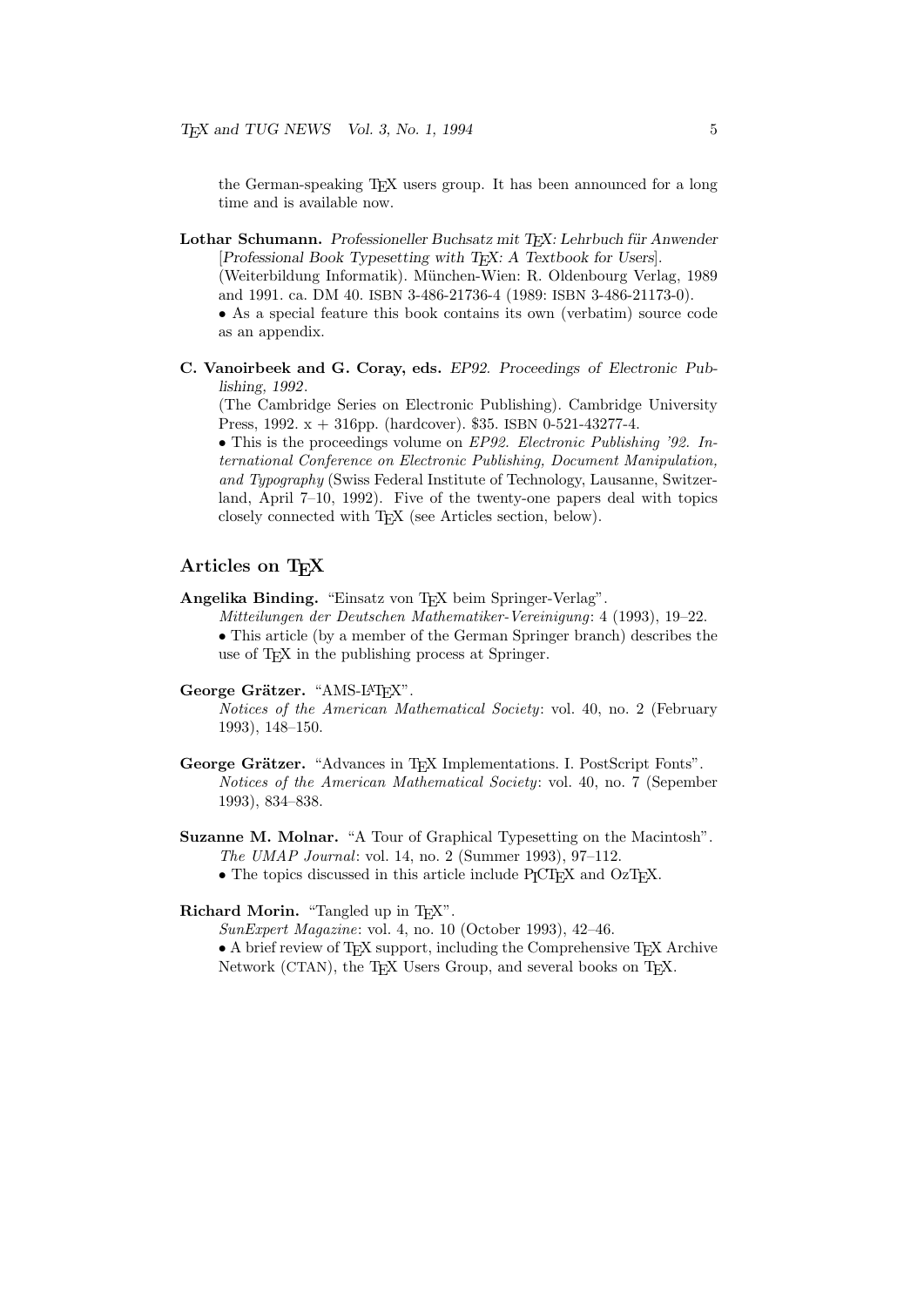the German-speaking TEX users group. It has been announced for a long time and is available now.

**Lothar Schumann.** *Professioneller Buchsatz mit TEX: Lehrbuch für Anwender* [*Professional Book Typesetting with TEX: A Textbook for Users*]. (Weiterbildung Informatik). München-Wien: R. Oldenbourg Verlag, 1989 and 1991. ca. DM 40. ISBN 3-486-21736-4 (1989: ISBN 3-486-21173-0).
• As a special feature this book contains its own (verbatim) source code as an appendix.

**C. Vanoirbeek and G. Coray, eds.** *EP92. Proceedings of Electronic Publishing, 1992*.
(The Cambridge Series on Electronic Publishing). Cambridge University Press, 1992. x + 316pp. (hardcover). $35. ISBN 0-521-43277-4.
• This is the proceedings volume on *EP92. Electronic Publishing '92. International Conference on Electronic Publishing, Document Manipulation, and Typography* (Swiss Federal Institute of Technology, Lausanne, Switzerland, April 7–10, 1992). Five of the twenty-one papers deal with topics closely connected with TEX (see Articles section, below).

## Articles on TEX

**Angelika Binding.** "Einsatz von TEX beim Springer-Verlag".
*Mitteilungen der Deutschen Mathematiker-Vereinigung*: 4 (1993), 19–22.
• This article (by a member of the German Springer branch) describes the use of TEX in the publishing process at Springer.

**George Grätzer.** "AMS-LATEX".
*Notices of the American Mathematical Society*: vol. 40, no. 2 (February 1993), 148–150.

**George Grätzer.** "Advances in TEX Implementations. I. PostScript Fonts".
*Notices of the American Mathematical Society*: vol. 40, no. 7 (Sepember 1993), 834–838.

**Suzanne M. Molnar.** "A Tour of Graphical Typesetting on the Macintosh".
*The UMAP Journal*: vol. 14, no. 2 (Summer 1993), 97–112.
• The topics discussed in this article include PICTEX and OzTEX.

**Richard Morin.** "Tangled up in TEX".
*SunExpert Magazine*: vol. 4, no. 10 (October 1993), 42–46.
• A brief review of TEX support, including the Comprehensive TEX Archive Network (CTAN), the TEX Users Group, and several books on TEX.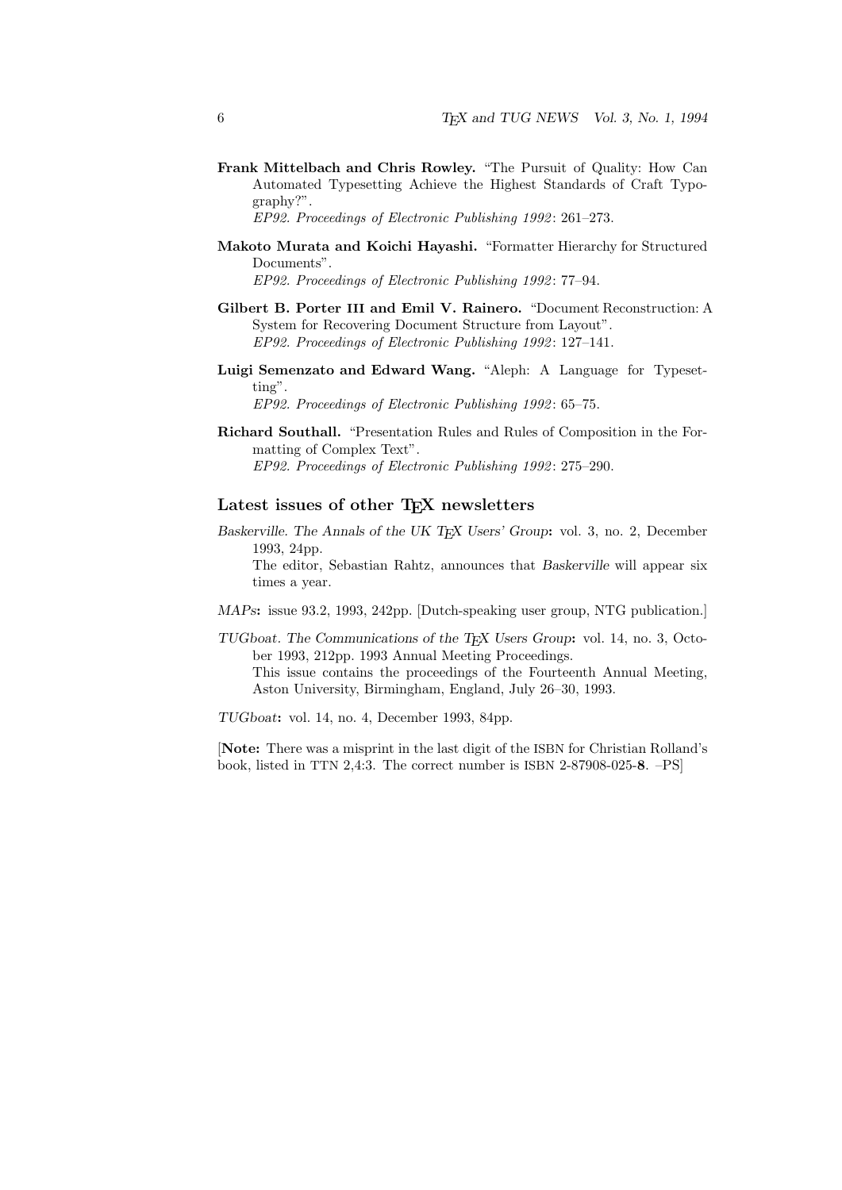**Frank Mittelbach and Chris Rowley.** "The Pursuit of Quality: How Can Automated Typesetting Achieve the Highest Standards of Craft Typography?".
*EP92. Proceedings of Electronic Publishing 1992*: 261–273.

**Makoto Murata and Koichi Hayashi.** "Formatter Hierarchy for Structured Documents".
*EP92. Proceedings of Electronic Publishing 1992*: 77–94.

**Gilbert B. Porter III and Emil V. Rainero.** "Document Reconstruction: A System for Recovering Document Structure from Layout".
*EP92. Proceedings of Electronic Publishing 1992*: 127–141.

**Luigi Semenzato and Edward Wang.** "Aleph: A Language for Typesetting".
*EP92. Proceedings of Electronic Publishing 1992*: 65–75.

**Richard Southall.** "Presentation Rules and Rules of Composition in the Formatting of Complex Text".
*EP92. Proceedings of Electronic Publishing 1992*: 275–290.

## Latest issues of other TEX newsletters

*Baskerville. The Annals of the UK TEX Users' Group*: vol. 3, no. 2, December 1993, 24pp.
The editor, Sebastian Rahtz, announces that *Baskerville* will appear six times a year.

*MAPs*: issue 93.2, 1993, 242pp. [Dutch-speaking user group, NTG publication.]

*TUGboat. The Communications of the TEX Users Group*: vol. 14, no. 3, October 1993, 212pp. 1993 Annual Meeting Proceedings.
This issue contains the proceedings of the Fourteenth Annual Meeting, Aston University, Birmingham, England, July 26–30, 1993.

*TUGboat*: vol. 14, no. 4, December 1993, 84pp.

[**Note:** There was a misprint in the last digit of the ISBN for Christian Rolland's book, listed in TTN 2,4:3. The correct number is ISBN 2-87908-025-**8**. –PS]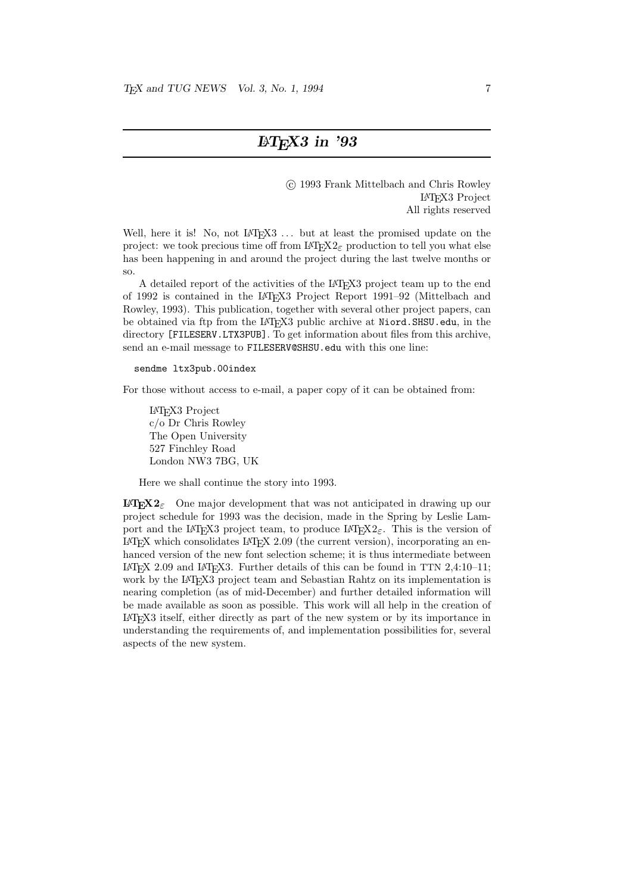# LaTeX3 in '93

© 1993 Frank Mittelbach and Chris Rowley
LaTeX3 Project
All rights reserved

Well, here it is! No, not LaTeX3 ... but at least the promised update on the project: we took precious time off from LaTeX2$_\varepsilon$ production to tell you what else has been happening in and around the project during the last twelve months or so.

A detailed report of the activities of the LaTeX3 project team up to the end of 1992 is contained in the LaTeX3 Project Report 1991–92 (Mittelbach and Rowley, 1993). This publication, together with several other project papers, can be obtained via ftp from the LaTeX3 public archive at `Niord.SHSU.edu`, in the directory `[FILESERV.LTX3PUB]`. To get information about files from this archive, send an e-mail message to `FILESERV@SHSU.edu` with this one line:

```
sendme ltx3pub.00index
```

For those without access to e-mail, a paper copy of it can be obtained from:

LaTeX3 Project
c/o Dr Chris Rowley
The Open University
527 Finchley Road
London NW3 7BG, UK

Here we shall continue the story into 1993.

**LaTeX2$_\varepsilon$** One major development that was not anticipated in drawing up our project schedule for 1993 was the decision, made in the Spring by Leslie Lamport and the LaTeX3 project team, to produce LaTeX2$_\varepsilon$. This is the version of LaTeX which consolidates LaTeX 2.09 (the current version), incorporating an enhanced version of the new font selection scheme; it is thus intermediate between LaTeX 2.09 and LaTeX3. Further details of this can be found in TTN 2,4:10–11; work by the LaTeX3 project team and Sebastian Rahtz on its implementation is nearing completion (as of mid-December) and further detailed information will be made available as soon as possible. This work will all help in the creation of LaTeX3 itself, either directly as part of the new system or by its importance in understanding the requirements of, and implementation possibilities for, several aspects of the new system.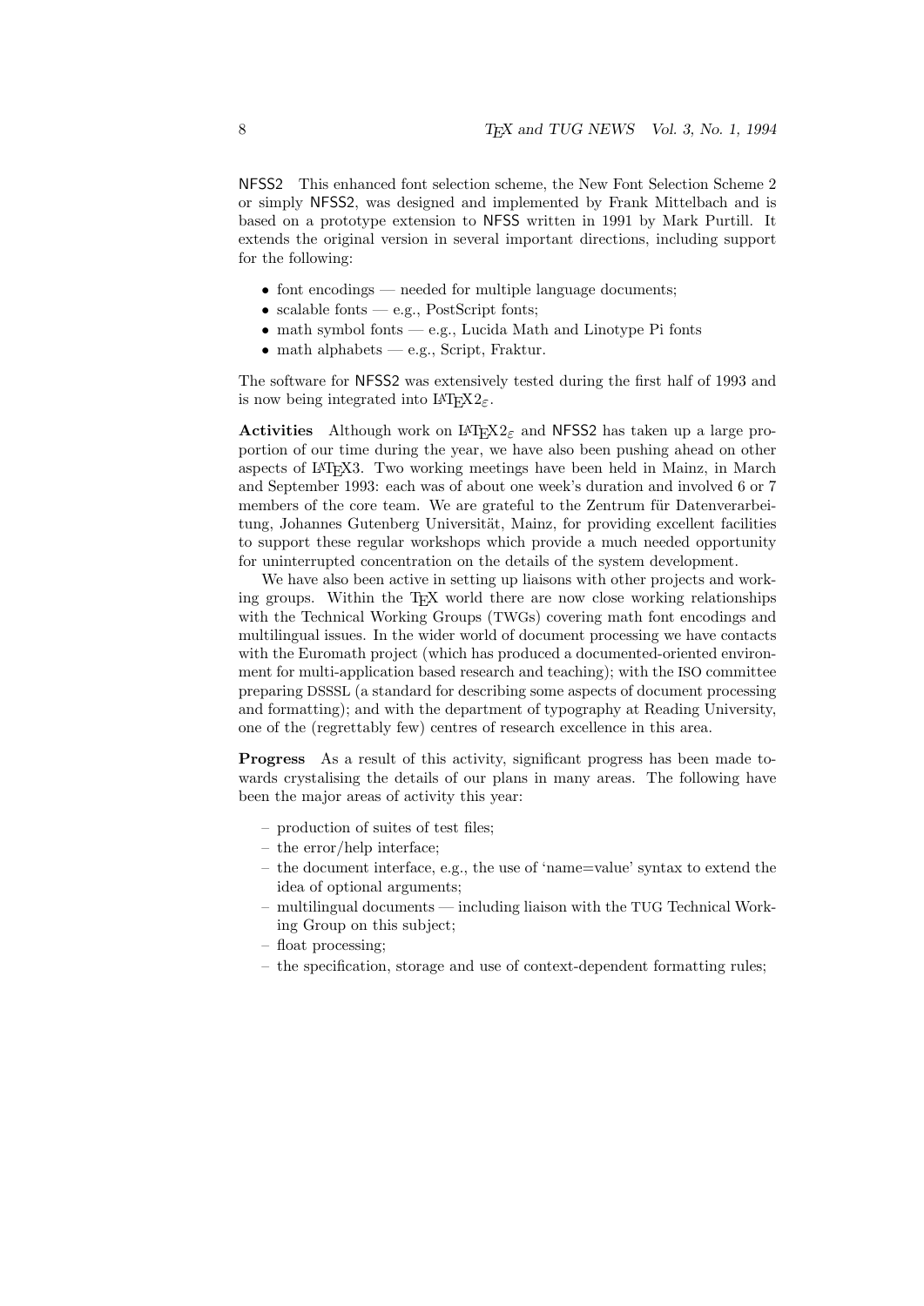**NFSS2** This enhanced font selection scheme, the New Font Selection Scheme 2 or simply NFSS2, was designed and implemented by Frank Mittelbach and is based on a prototype extension to NFSS written in 1991 by Mark Purtill. It extends the original version in several important directions, including support for the following:

- font encodings — needed for multiple language documents;
- scalable fonts — e.g., PostScript fonts;
- math symbol fonts — e.g., Lucida Math and Linotype Pi fonts
- math alphabets — e.g., Script, Fraktur.

The software for NFSS2 was extensively tested during the first half of 1993 and is now being integrated into LaTeX2$_\varepsilon$.

**Activities** Although work on LaTeX2$_\varepsilon$ and NFSS2 has taken up a large proportion of our time during the year, we have also been pushing ahead on other aspects of LaTeX3. Two working meetings have been held in Mainz, in March and September 1993: each was of about one week's duration and involved 6 or 7 members of the core team. We are grateful to the Zentrum für Datenverarbeitung, Johannes Gutenberg Universität, Mainz, for providing excellent facilities to support these regular workshops which provide a much needed opportunity for uninterrupted concentration on the details of the system development.

We have also been active in setting up liaisons with other projects and working groups. Within the TeX world there are now close working relationships with the Technical Working Groups (TWGs) covering math font encodings and multilingual issues. In the wider world of document processing we have contacts with the Euromath project (which has produced a documented-oriented environment for multi-application based research and teaching); with the ISO committee preparing DSSSL (a standard for describing some aspects of document processing and formatting); and with the department of typography at Reading University, one of the (regrettably few) centres of research excellence in this area.

**Progress** As a result of this activity, significant progress has been made towards crystalising the details of our plans in many areas. The following have been the major areas of activity this year:

- production of suites of test files;
- the error/help interface;
- the document interface, e.g., the use of 'name=value' syntax to extend the idea of optional arguments;
- multilingual documents — including liaison with the TUG Technical Working Group on this subject;
- float processing;
- the specification, storage and use of context-dependent formatting rules;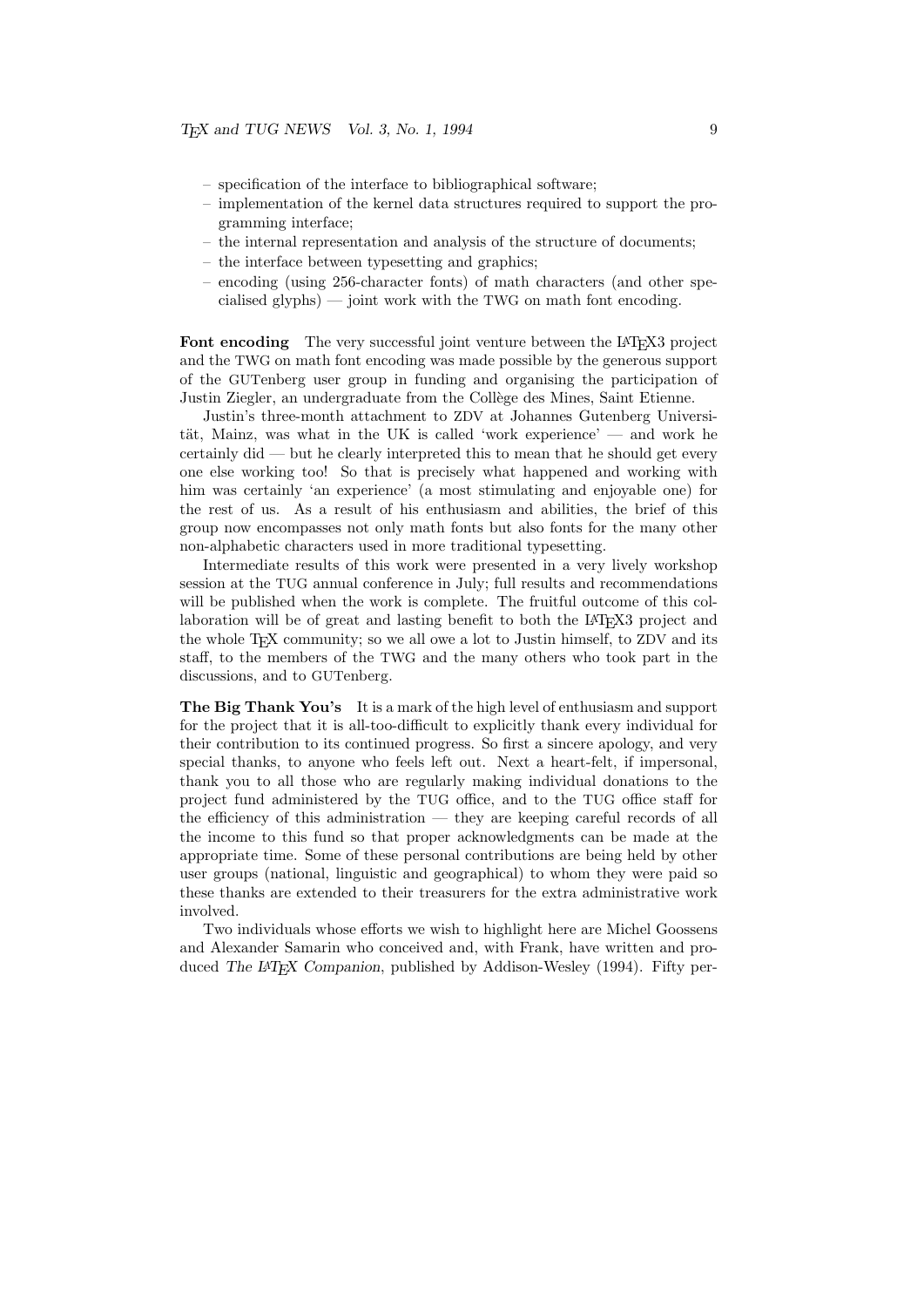- specification of the interface to bibliographical software;
- implementation of the kernel data structures required to support the programming interface;
- the internal representation and analysis of the structure of documents;
- the interface between typesetting and graphics;
- encoding (using 256-character fonts) of math characters (and other specialised glyphs) — joint work with the TWG on math font encoding.

**Font encoding** The very successful joint venture between the LaTeX3 project and the TWG on math font encoding was made possible by the generous support of the GUTenberg user group in funding and organising the participation of Justin Ziegler, an undergraduate from the Collège des Mines, Saint Etienne.

Justin's three-month attachment to ZDV at Johannes Gutenberg Universität, Mainz, was what in the UK is called 'work experience' — and work he certainly did — but he clearly interpreted this to mean that he should get every one else working too! So that is precisely what happened and working with him was certainly 'an experience' (a most stimulating and enjoyable one) for the rest of us. As a result of his enthusiasm and abilities, the brief of this group now encompasses not only math fonts but also fonts for the many other non-alphabetic characters used in more traditional typesetting.

Intermediate results of this work were presented in a very lively workshop session at the TUG annual conference in July; full results and recommendations will be published when the work is complete. The fruitful outcome of this collaboration will be of great and lasting benefit to both the LaTeX3 project and the whole TeX community; so we all owe a lot to Justin himself, to ZDV and its staff, to the members of the TWG and the many others who took part in the discussions, and to GUTenberg.

**The Big Thank You's** It is a mark of the high level of enthusiasm and support for the project that it is all-too-difficult to explicitly thank every individual for their contribution to its continued progress. So first a sincere apology, and very special thanks, to anyone who feels left out. Next a heart-felt, if impersonal, thank you to all those who are regularly making individual donations to the project fund administered by the TUG office, and to the TUG office staff for the efficiency of this administration — they are keeping careful records of all the income to this fund so that proper acknowledgments can be made at the appropriate time. Some of these personal contributions are being held by other user groups (national, linguistic and geographical) to whom they were paid so these thanks are extended to their treasurers for the extra administrative work involved.

Two individuals whose efforts we wish to highlight here are Michel Goossens and Alexander Samarin who conceived and, with Frank, have written and produced *The LaTeX Companion*, published by Addison-Wesley (1994). Fifty per-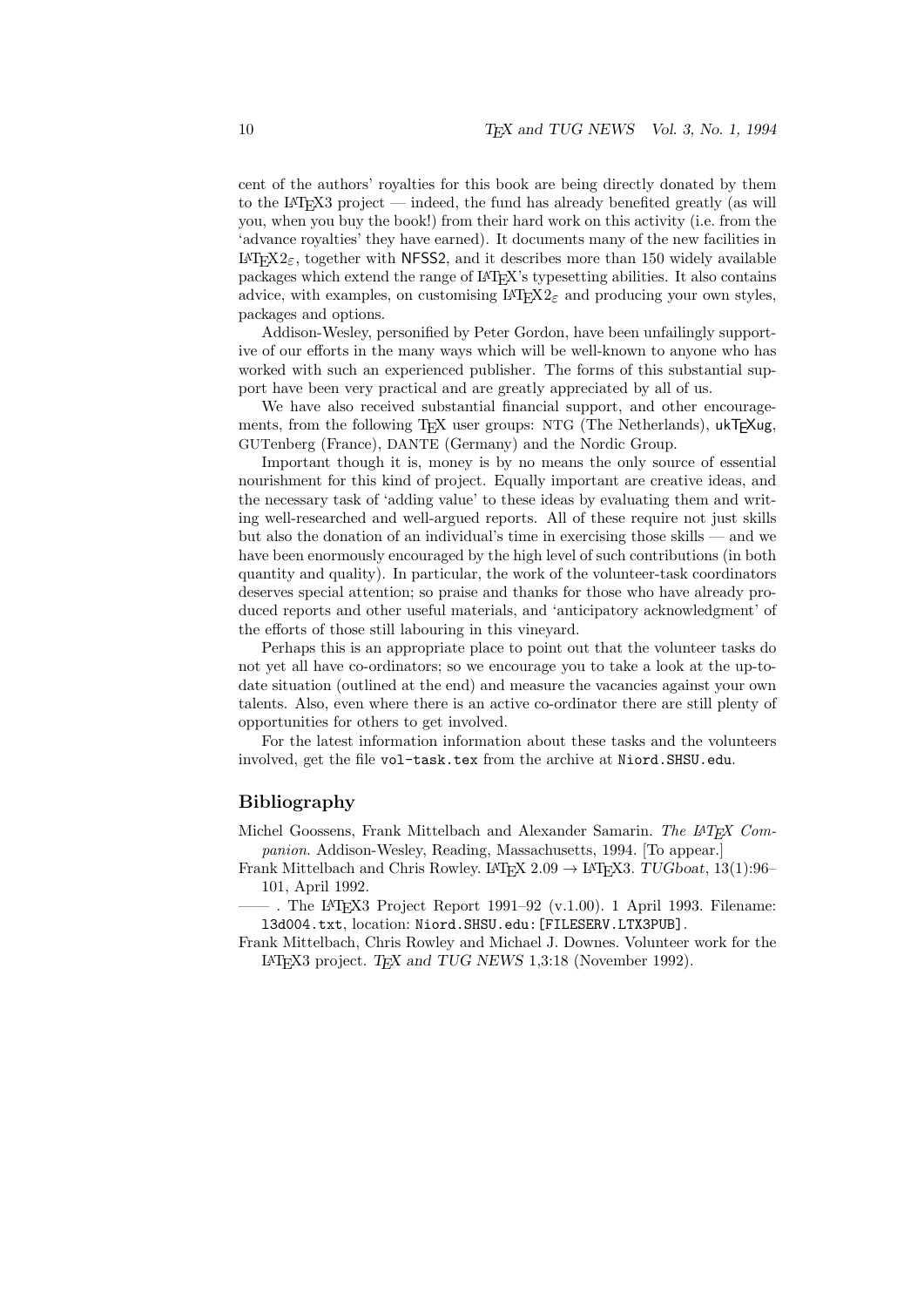cent of the authors' royalties for this book are being directly donated by them to the LaTeX3 project — indeed, the fund has already benefited greatly (as will you, when you buy the book!) from their hard work on this activity (i.e. from the 'advance royalties' they have earned). It documents many of the new facilities in LaTeX2$_\varepsilon$, together with NFSS2, and it describes more than 150 widely available packages which extend the range of LaTeX's typesetting abilities. It also contains advice, with examples, on customising LaTeX2$_\varepsilon$ and producing your own styles, packages and options.

Addison-Wesley, personified by Peter Gordon, have been unfailingly supportive of our efforts in the many ways which will be well-known to anyone who has worked with such an experienced publisher. The forms of this substantial support have been very practical and are greatly appreciated by all of us.

We have also received substantial financial support, and other encouragements, from the following TeX user groups: NTG (The Netherlands), ukTeXug, GUTenberg (France), DANTE (Germany) and the Nordic Group.

Important though it is, money is by no means the only source of essential nourishment for this kind of project. Equally important are creative ideas, and the necessary task of 'adding value' to these ideas by evaluating them and writing well-researched and well-argued reports. All of these require not just skills but also the donation of an individual's time in exercising those skills — and we have been enormously encouraged by the high level of such contributions (in both quantity and quality). In particular, the work of the volunteer-task coordinators deserves special attention; so praise and thanks for those who have already produced reports and other useful materials, and 'anticipatory acknowledgment' of the efforts of those still labouring in this vineyard.

Perhaps this is an appropriate place to point out that the volunteer tasks do not yet all have co-ordinators; so we encourage you to take a look at the up-to-date situation (outlined at the end) and measure the vacancies against your own talents. Also, even where there is an active co-ordinator there are still plenty of opportunities for others to get involved.

For the latest information information about these tasks and the volunteers involved, get the file `vol-task.tex` from the archive at `Niord.SHSU.edu`.

## Bibliography

Michel Goossens, Frank Mittelbach and Alexander Samarin. *The LaTeX Companion*. Addison-Wesley, Reading, Massachusetts, 1994. [To appear.]

Frank Mittelbach and Chris Rowley. LaTeX 2.09 → LaTeX3. *TUGboat*, 13(1):96–101, April 1992.

—— . The LaTeX3 Project Report 1991–92 (v.1.00). 1 April 1993. Filename: `l3d004.txt`, location: `Niord.SHSU.edu:[FILESERV.LTX3PUB]`.

Frank Mittelbach, Chris Rowley and Michael J. Downes. Volunteer work for the LaTeX3 project. *TeX and TUG NEWS* 1,3:18 (November 1992).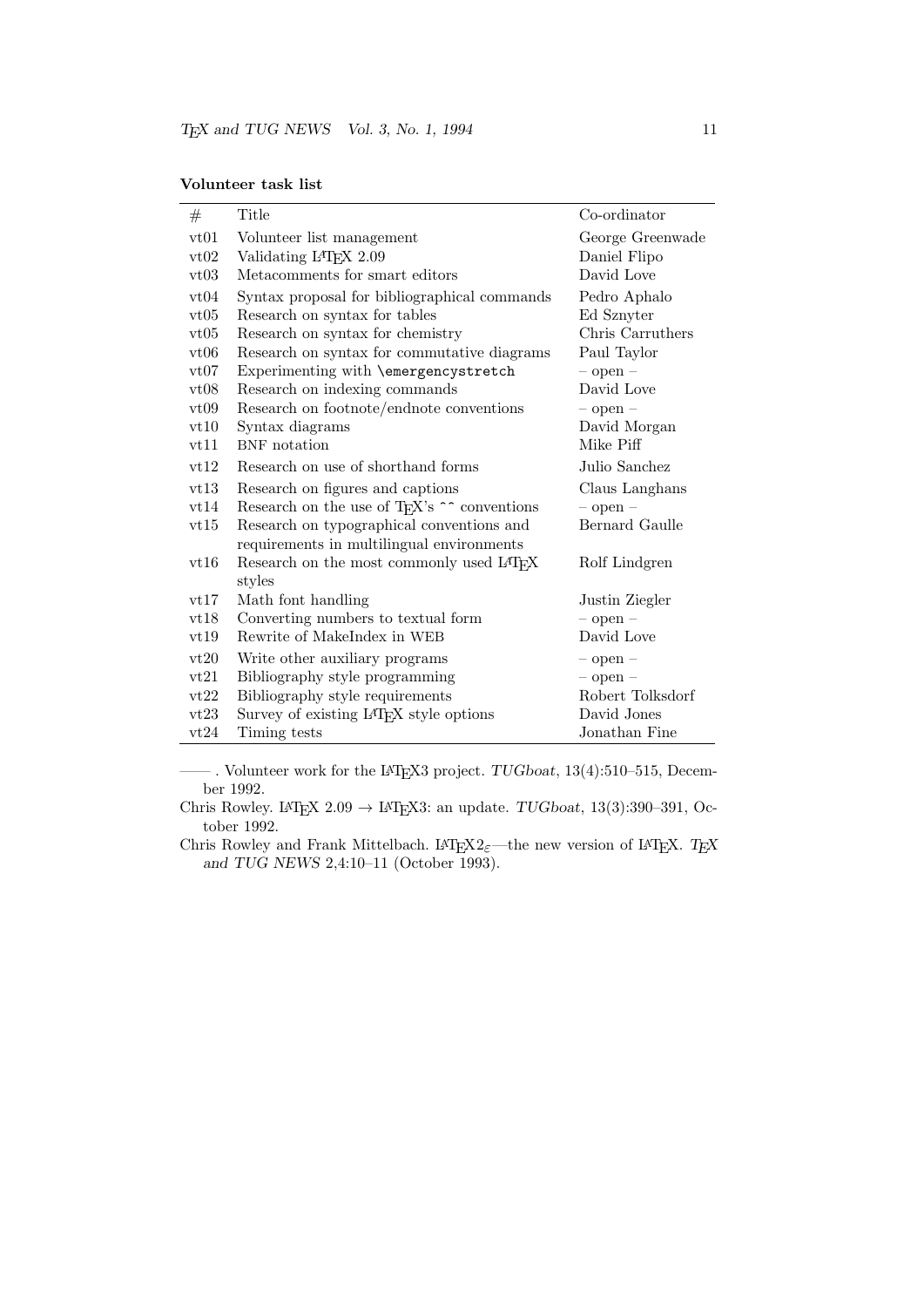**Volunteer task list**

| # | Title | Co-ordinator |
|---|---|---|
| vt01 | Volunteer list management | George Greenwade |
| vt02 | Validating LaTeX 2.09 | Daniel Flipo |
| vt03 | Metacomments for smart editors | David Love |
| vt04 | Syntax proposal for bibliographical commands | Pedro Aphalo |
| vt05 | Research on syntax for tables | Ed Sznyter |
| vt05 | Research on syntax for chemistry | Chris Carruthers |
| vt06 | Research on syntax for commutative diagrams | Paul Taylor |
| vt07 | Experimenting with `\emergencystretch` | – open – |
| vt08 | Research on indexing commands | David Love |
| vt09 | Research on footnote/endnote conventions | – open – |
| vt10 | Syntax diagrams | David Morgan |
| vt11 | BNF notation | Mike Piff |
| vt12 | Research on use of shorthand forms | Julio Sanchez |
| vt13 | Research on figures and captions | Claus Langhans |
| vt14 | Research on the use of TeX's `^^` conventions | – open – |
| vt15 | Research on typographical conventions and requirements in multilingual environments | Bernard Gaulle |
| vt16 | Research on the most commonly used LaTeX styles | Rolf Lindgren |
| vt17 | Math font handling | Justin Ziegler |
| vt18 | Converting numbers to textual form | – open – |
| vt19 | Rewrite of MakeIndex in WEB | David Love |
| vt20 | Write other auxiliary programs | – open – |
| vt21 | Bibliography style programming | – open – |
| vt22 | Bibliography style requirements | Robert Tolksdorf |
| vt23 | Survey of existing LaTeX style options | David Jones |
| vt24 | Timing tests | Jonathan Fine |

——. Volunteer work for the LaTeX3 project. *TUGboat*, 13(4):510–515, December 1992.

Chris Rowley. LaTeX 2.09 → LaTeX3: an update. *TUGboat*, 13(3):390–391, October 1992.

Chris Rowley and Frank Mittelbach. LaTeX $2_\varepsilon$—the new version of LaTeX. *TeX and TUG NEWS* 2,4:10–11 (October 1993).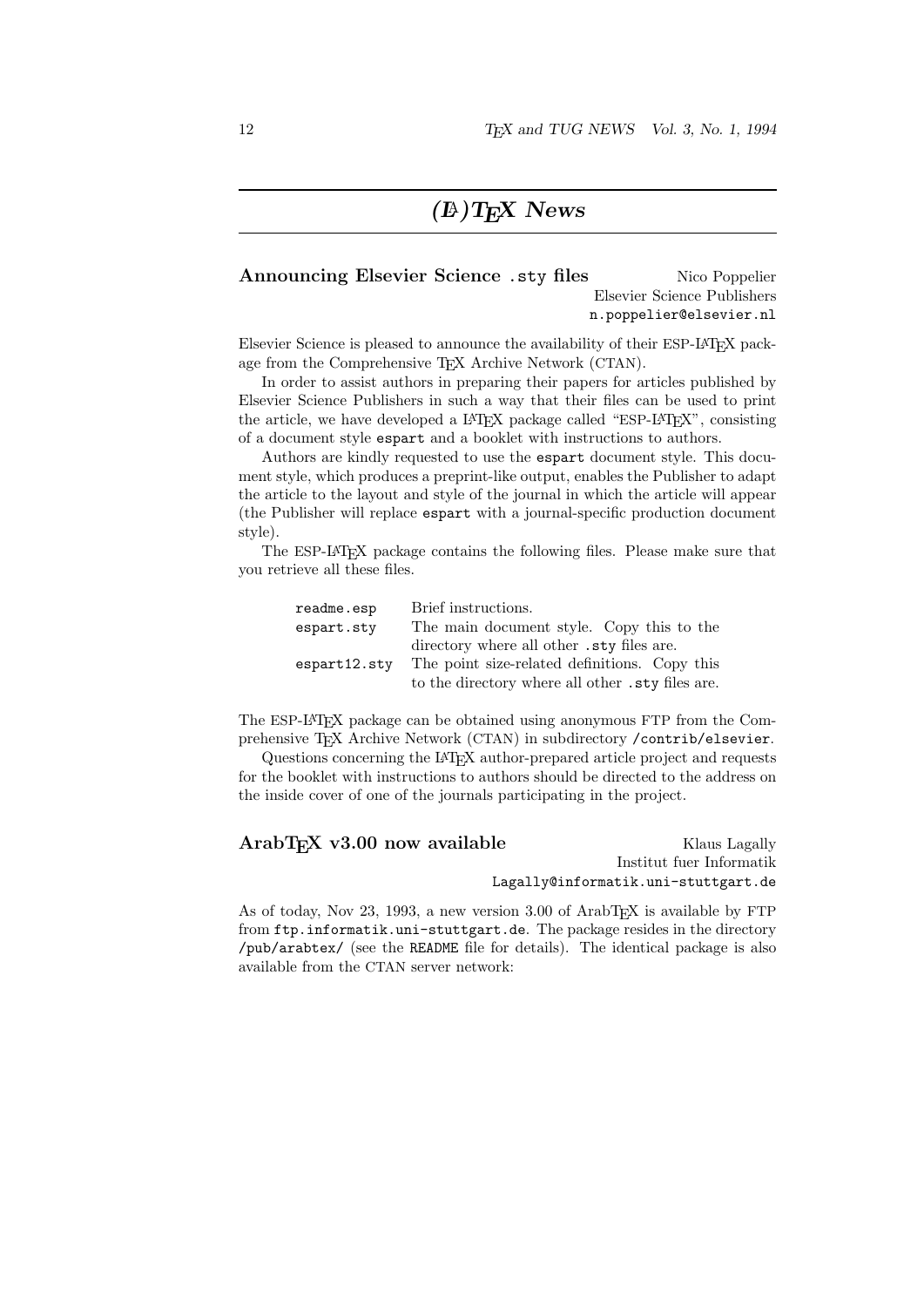# (LA)TEX News

## Announcing Elsevier Science .sty files

Nico Poppelier
Elsevier Science Publishers
`n.poppelier@elsevier.nl`

Elsevier Science is pleased to announce the availability of their ESP-LATEX package from the Comprehensive TEX Archive Network (CTAN).

In order to assist authors in preparing their papers for articles published by Elsevier Science Publishers in such a way that their files can be used to print the article, we have developed a LATEX package called "ESP-LATEX", consisting of a document style `espart` and a booklet with instructions to authors.

Authors are kindly requested to use the `espart` document style. This document style, which produces a preprint-like output, enables the Publisher to adapt the article to the layout and style of the journal in which the article will appear (the Publisher will replace `espart` with a journal-specific production document style).

The ESP-LATEX package contains the following files. Please make sure that you retrieve all these files.

| | |
|---|---|
| `readme.esp` | Brief instructions. |
| `espart.sty` | The main document style. Copy this to the directory where all other `.sty` files are. |
| `espart12.sty` | The point size-related definitions. Copy this to the directory where all other `.sty` files are. |

The ESP-LATEX package can be obtained using anonymous FTP from the Comprehensive TEX Archive Network (CTAN) in subdirectory `/contrib/elsevier`.

Questions concerning the LATEX author-prepared article project and requests for the booklet with instructions to authors should be directed to the address on the inside cover of one of the journals participating in the project.

## ArabTEX v3.00 now available

Klaus Lagally
Institut fuer Informatik
`Lagally@informatik.uni-stuttgart.de`

As of today, Nov 23, 1993, a new version 3.00 of ArabTEX is available by FTP from `ftp.informatik.uni-stuttgart.de`. The package resides in the directory `/pub/arabtex/` (see the `README` file for details). The identical package is also available from the CTAN server network: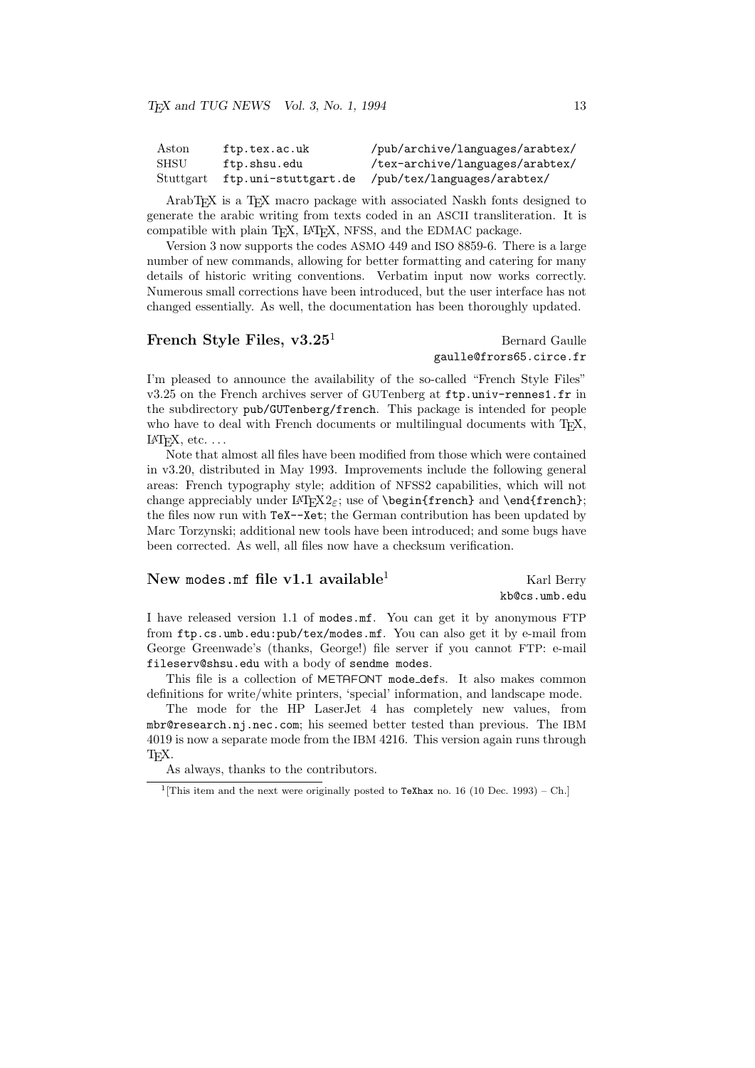| Aston | ftp.tex.ac.uk | /pub/archive/languages/arabtex/ |
|---|---|---|
| SHSU | ftp.shsu.edu | /tex-archive/languages/arabtex/ |
| Stuttgart | ftp.uni-stuttgart.de | /pub/tex/languages/arabtex/ |

ArabTEX is a TEX macro package with associated Naskh fonts designed to generate the arabic writing from texts coded in an ASCII transliteration. It is compatible with plain TEX, LATEX, NFSS, and the EDMAC package.

Version 3 now supports the codes ASMO 449 and ISO 8859-6. There is a large number of new commands, allowing for better formatting and catering for many details of historic writing conventions. Verbatim input now works correctly. Numerous small corrections have been introduced, but the user interface has not changed essentially. As well, the documentation has been thoroughly updated.

## French Style Files, v3.25[1]

Bernard Gaulle
`gaulle@frors65.circe.fr`

I'm pleased to announce the availability of the so-called "French Style Files" v3.25 on the French archives server of GUTenberg at `ftp.univ-rennes1.fr` in the subdirectory `pub/GUTenberg/french`. This package is intended for people who have to deal with French documents or multilingual documents with TEX, LATEX, etc. ...

Note that almost all files have been modified from those which were contained in v3.20, distributed in May 1993. Improvements include the following general areas: French typography style; addition of NFSS2 capabilities, which will not change appreciably under LATEX2$_\varepsilon$; use of `\begin{french}` and `\end{french}`; the files now run with `TeX--Xet`; the German contribution has been updated by Marc Torzynski; additional new tools have been introduced; and some bugs have been corrected. As well, all files now have a checksum verification.

## New `modes.mf` file v1.1 available[1]

Karl Berry
`kb@cs.umb.edu`

I have released version 1.1 of `modes.mf`. You can get it by anonymous FTP from `ftp.cs.umb.edu:pub/tex/modes.mf`. You can also get it by e-mail from George Greenwade's (thanks, George!) file server if you cannot FTP: e-mail `fileserv@shsu.edu` with a body of `sendme modes`.

This file is a collection of METAFONT `mode_def`s. It also makes common definitions for write/white printers, 'special' information, and landscape mode.

The mode for the HP LaserJet 4 has completely new values, from `mbr@research.nj.nec.com`; his seemed better tested than previous. The IBM 4019 is now a separate mode from the IBM 4216. This version again runs through TEX.

As always, thanks to the contributors.

---

[1] [This item and the next were originally posted to `TeXhax` no. 16 (10 Dec. 1993) – Ch.]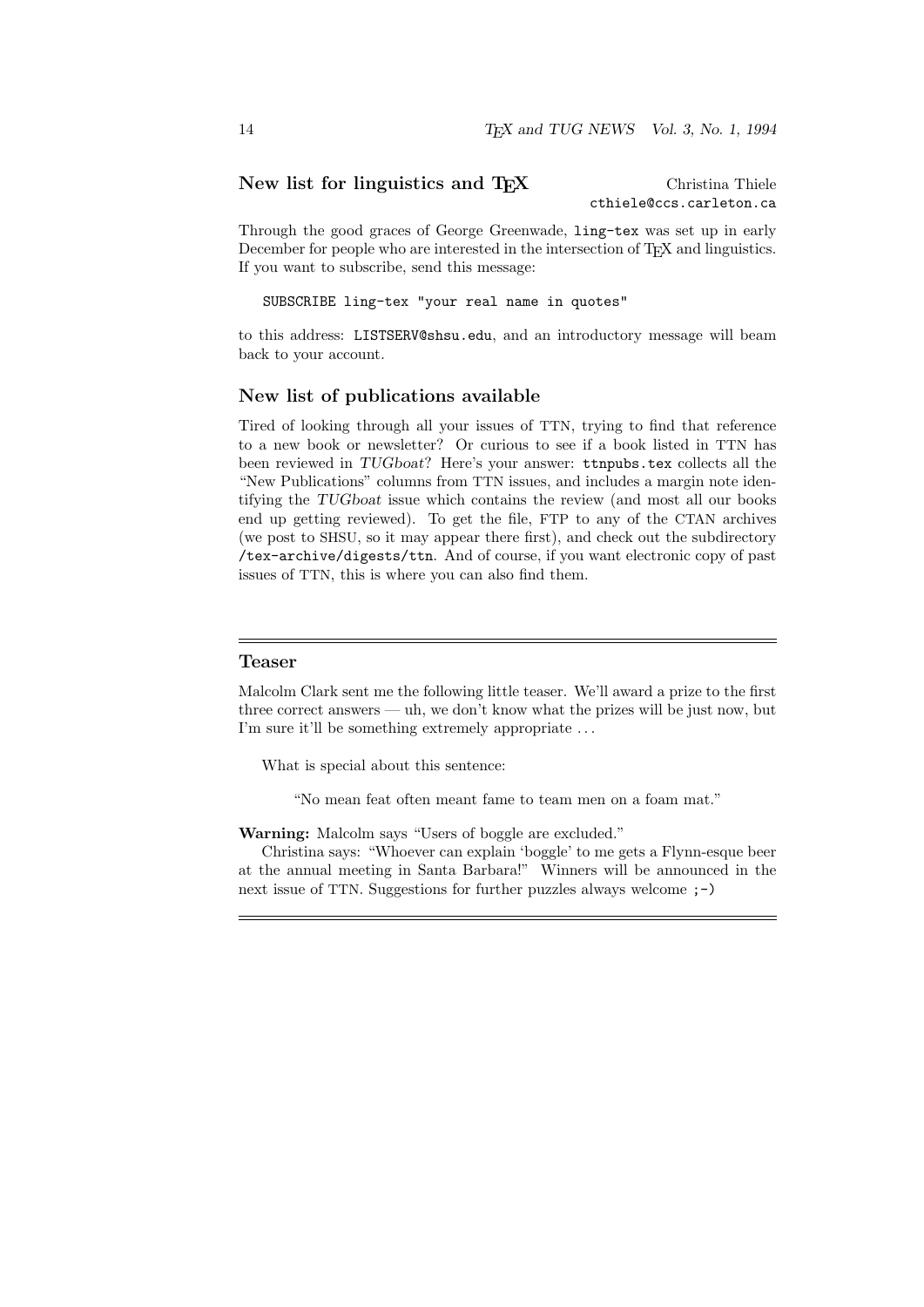## New list for linguistics and TEX

Christina Thiele
`cthiele@ccs.carleton.ca`

Through the good graces of George Greenwade, `ling-tex` was set up in early December for people who are interested in the intersection of TEX and linguistics. If you want to subscribe, send this message:

```
SUBSCRIBE ling-tex "your real name in quotes"
```

to this address: `LISTSERV@shsu.edu`, and an introductory message will beam back to your account.

## New list of publications available

Tired of looking through all your issues of TTN, trying to find that reference to a new book or newsletter? Or curious to see if a book listed in TTN has been reviewed in *TUGboat*? Here's your answer: `ttnpubs.tex` collects all the "New Publications" columns from TTN issues, and includes a margin note identifying the *TUGboat* issue which contains the review (and most all our books end up getting reviewed). To get the file, FTP to any of the CTAN archives (we post to SHSU, so it may appear there first), and check out the subdirectory `/tex-archive/digests/ttn`. And of course, if you want electronic copy of past issues of TTN, this is where you can also find them.

---

## Teaser

Malcolm Clark sent me the following little teaser. We'll award a prize to the first three correct answers — uh, we don't know what the prizes will be just now, but I'm sure it'll be something extremely appropriate ...

What is special about this sentence:

"No mean feat often meant fame to team men on a foam mat."

**Warning:** Malcolm says "Users of boggle are excluded."

Christina says: "Whoever can explain 'boggle' to me gets a Flynn-esque beer at the annual meeting in Santa Barbara!" Winners will be announced in the next issue of TTN. Suggestions for further puzzles always welcome `;-)`

---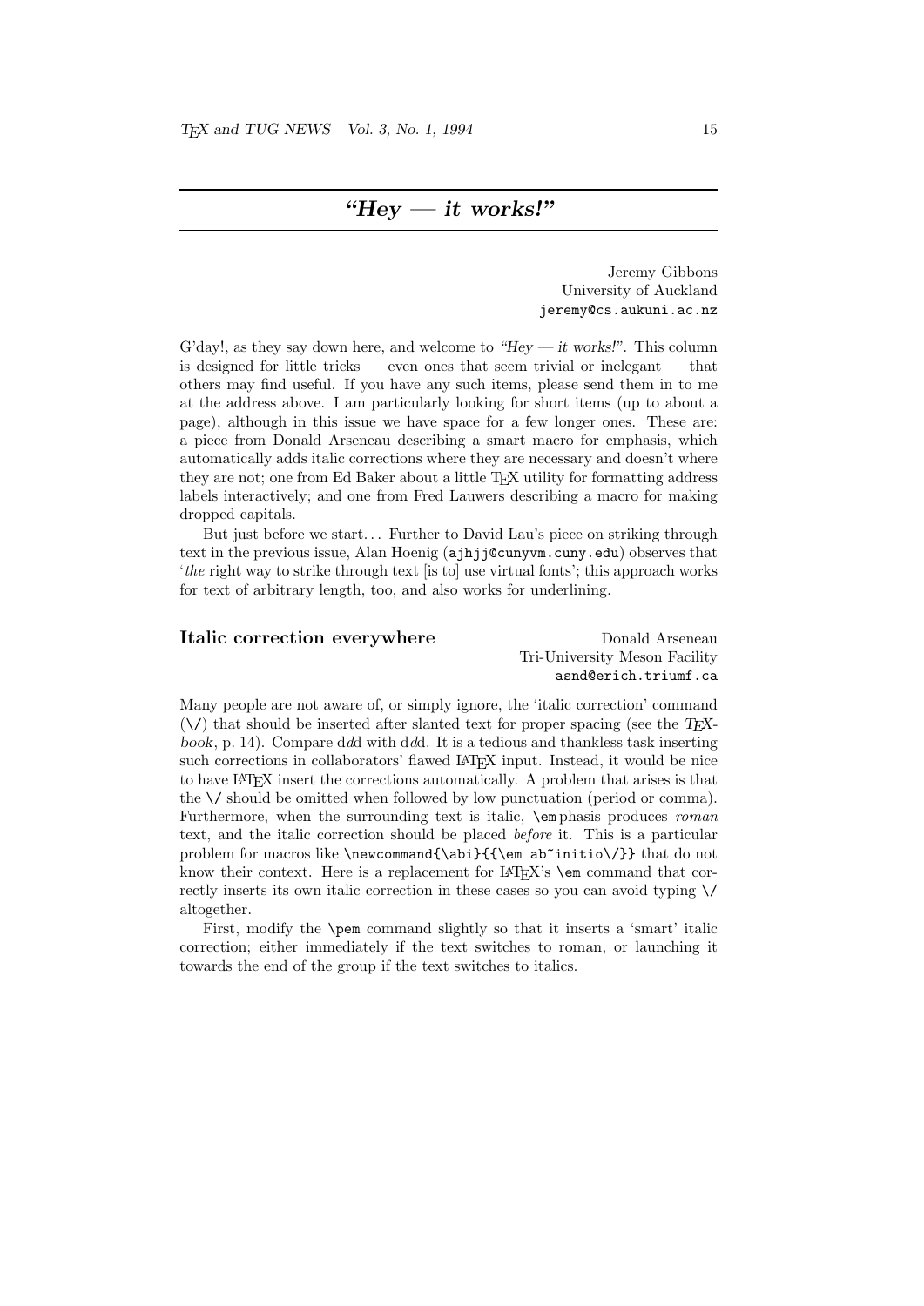# *"Hey — it works!"*

Jeremy Gibbons
University of Auckland
`jeremy@cs.aukuni.ac.nz`

G'day!, as they say down here, and welcome to *"Hey — it works!"*. This column is designed for little tricks — even ones that seem trivial or inelegant — that others may find useful. If you have any such items, please send them in to me at the address above. I am particularly looking for short items (up to about a page), although in this issue we have space for a few longer ones. These are: a piece from Donald Arseneau describing a smart macro for emphasis, which automatically adds italic corrections where they are necessary and doesn't where they are not; one from Ed Baker about a little TEX utility for formatting address labels interactively; and one from Fred Lauwers describing a macro for making dropped capitals.

But just before we start... Further to David Lau's piece on striking through text in the previous issue, Alan Hoenig (`ajhjj@cunyvm.cuny.edu`) observes that '*the* right way to strike through text [is to] use virtual fonts'; this approach works for text of arbitrary length, too, and also works for underlining.

## Italic correction everywhere

Donald Arseneau
Tri-University Meson Facility
`asnd@erich.triumf.ca`

Many people are not aware of, or simply ignore, the 'italic correction' command (`\/`) that should be inserted after slanted text for proper spacing (see the *TEXbook*, p. 14). Compare d*d*d with d*d*d. It is a tedious and thankless task inserting such corrections in collaborators' flawed LATEX input. Instead, it would be nice to have LATEX insert the corrections automatically. A problem that arises is that the `\/` should be omitted when followed by low punctuation (period or comma). Furthermore, when the surrounding text is italic, `\em`phasis produces *roman* text, and the italic correction should be placed *before* it. This is a particular problem for macros like `\newcommand{\abi}{{\em ab~initio\/}}` that do not know their context. Here is a replacement for LATEX's `\em` command that correctly inserts its own italic correction in these cases so you can avoid typing `\/` altogether.

First, modify the `\pem` command slightly so that it inserts a 'smart' italic correction; either immediately if the text switches to roman, or launching it towards the end of the group if the text switches to italics.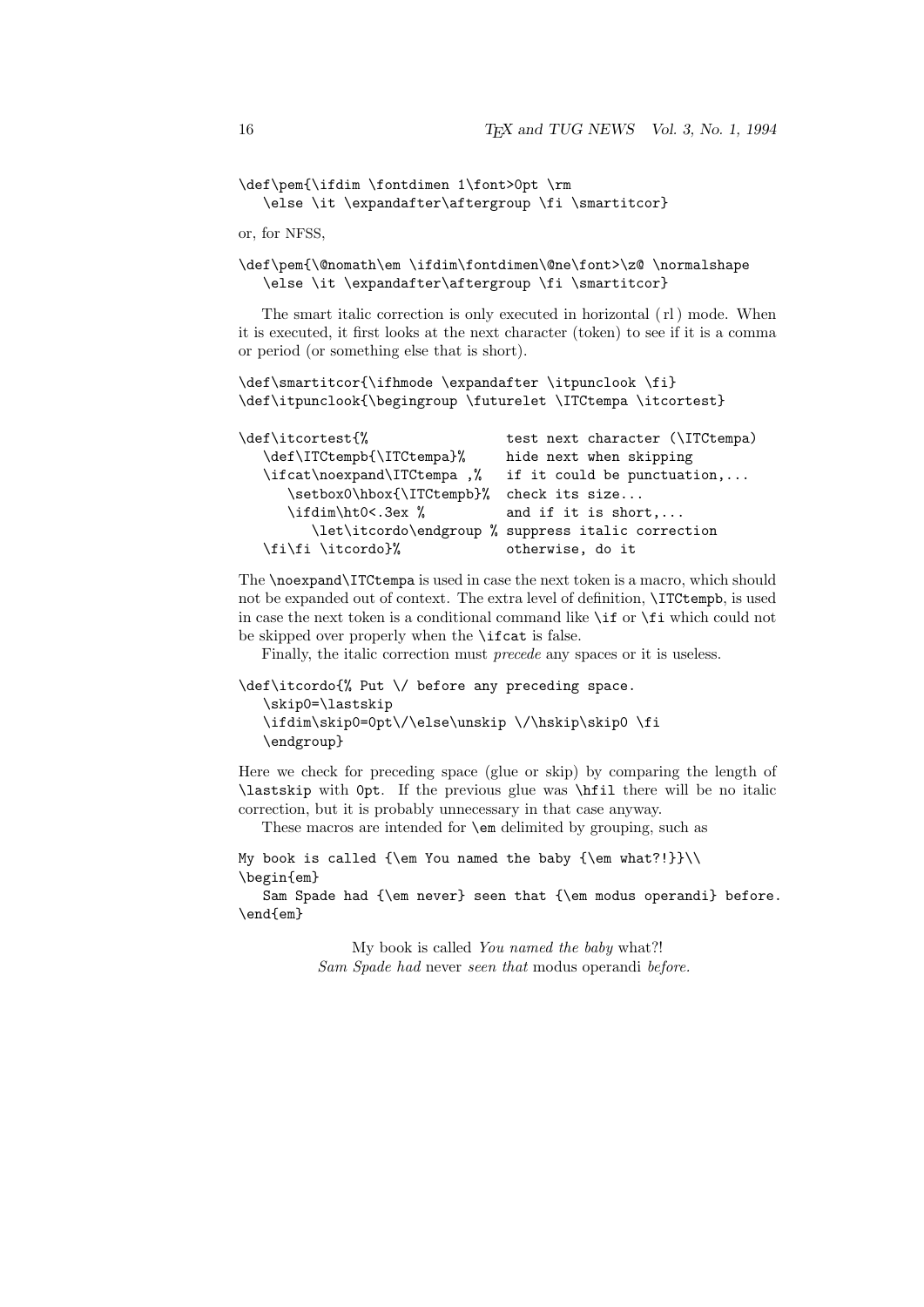```
\def\pem{\ifdim \fontdimen 1\font>0pt \rm
   \else \it \expandafter\aftergroup \fi \smartitcor}
```

or, for NFSS,

```
\def\pem{\@nomath\em \ifdim\fontdimen\@ne\font>\z@ \normalshape
   \else \it \expandafter\aftergroup \fi \smartitcor}
```

The smart italic correction is only executed in horizontal (rl) mode. When it is executed, it first looks at the next character (token) to see if it is a comma or period (or something else that is short).

```
\def\smartitcor{\ifhmode \expandafter \itpunclook \fi}
\def\itpunclook{\begingroup \futurelet \ITCtempa \itcortest}
```

```
\def\itcortest{%                  test next character (\ITCtempa)
   \def\ITCtempb{\ITCtempa}%      hide next when skipping
   \ifcat\noexpand\ITCtempa ,%    if it could be punctuation,...
      \setbox0\hbox{\ITCtempb}%   check its size...
      \ifdim\ht0<.3ex %           and if it is short,...
         \let\itcordo\endgroup %  suppress italic correction
   \fi\fi \itcordo}%              otherwise, do it
```

The `\noexpand\ITCtempa` is used in case the next token is a macro, which should not be expanded out of context. The extra level of definition, `\ITCtempb`, is used in case the next token is a conditional command like `\if` or `\fi` which could not be skipped over properly when the `\ifcat` is false.

Finally, the italic correction must *precede* any spaces or it is useless.

```
\def\itcordo{% Put \/ before any preceding space.
   \skip0=\lastskip
   \ifdim\skip0=0pt\/\else\unskip \/\hskip\skip0 \fi
   \endgroup}
```

Here we check for preceding space (glue or skip) by comparing the length of `\lastskip` with `0pt`. If the previous glue was `\hfil` there will be no italic correction, but it is probably unnecessary in that case anyway.

These macros are intended for `\em` delimited by grouping, such as

```
My book is called {\em You named the baby {\em what?!}}\\
\begin{em}
   Sam Spade had {\em never} seen that {\em modus operandi} before.
\end{em}
```

My book is called *You named the baby* what?!
*Sam Spade had* never *seen that* modus operandi *before.*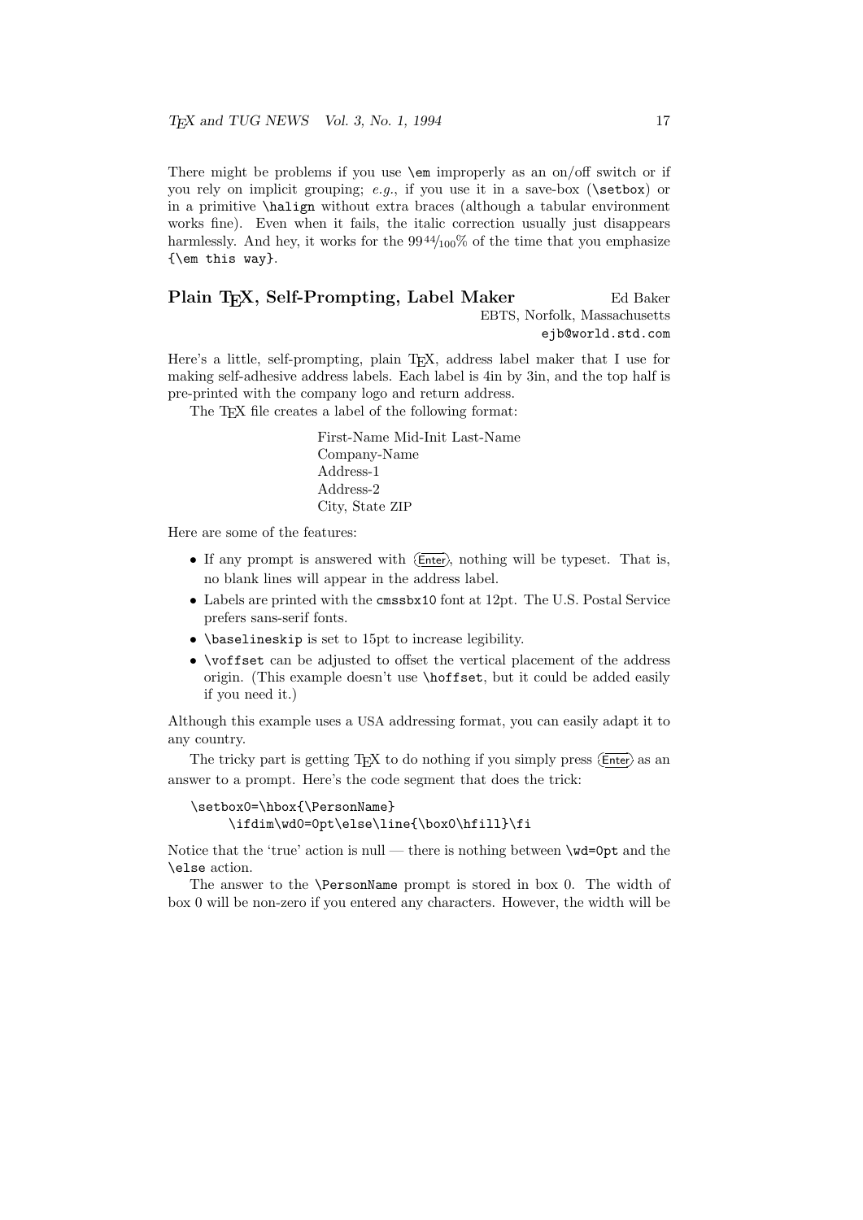There might be problems if you use `\em` improperly as an on/off switch or if you rely on implicit grouping; *e.g.*, if you use it in a save-box (`\setbox`) or in a primitive `\halign` without extra braces (although a tabular environment works fine). Even when it fails, the italic correction usually just disappears harmlessly. And hey, it works for the 99 44/100% of the time that you emphasize `{\em this way}`.

## Plain TEX, Self-Prompting, Label Maker

Ed Baker
EBTS, Norfolk, Massachusetts
`ejb@world.std.com`

Here's a little, self-prompting, plain TEX, address label maker that I use for making self-adhesive address labels. Each label is 4in by 3in, and the top half is pre-printed with the company logo and return address.

The TEX file creates a label of the following format:

First-Name Mid-Init Last-Name
Company-Name
Address-1
Address-2
City, State ZIP

Here are some of the features:

- If any prompt is answered with ⟨Enter⟩, nothing will be typeset. That is, no blank lines will appear in the address label.
- Labels are printed with the `cmssbx10` font at 12pt. The U.S. Postal Service prefers sans-serif fonts.
- `\baselineskip` is set to 15pt to increase legibility.
- `\voffset` can be adjusted to offset the vertical placement of the address origin. (This example doesn't use `\hoffset`, but it could be added easily if you need it.)

Although this example uses a USA addressing format, you can easily adapt it to any country.

The tricky part is getting TEX to do nothing if you simply press ⟨Enter⟩ as an answer to a prompt. Here's the code segment that does the trick:

```
\setbox0=\hbox{\PersonName}
     \ifdim\wd0=0pt\else\line{\box0\hfill}\fi
```

Notice that the 'true' action is null — there is nothing between `\wd=0pt` and the `\else` action.

The answer to the `\PersonName` prompt is stored in box 0. The width of box 0 will be non-zero if you entered any characters. However, the width will be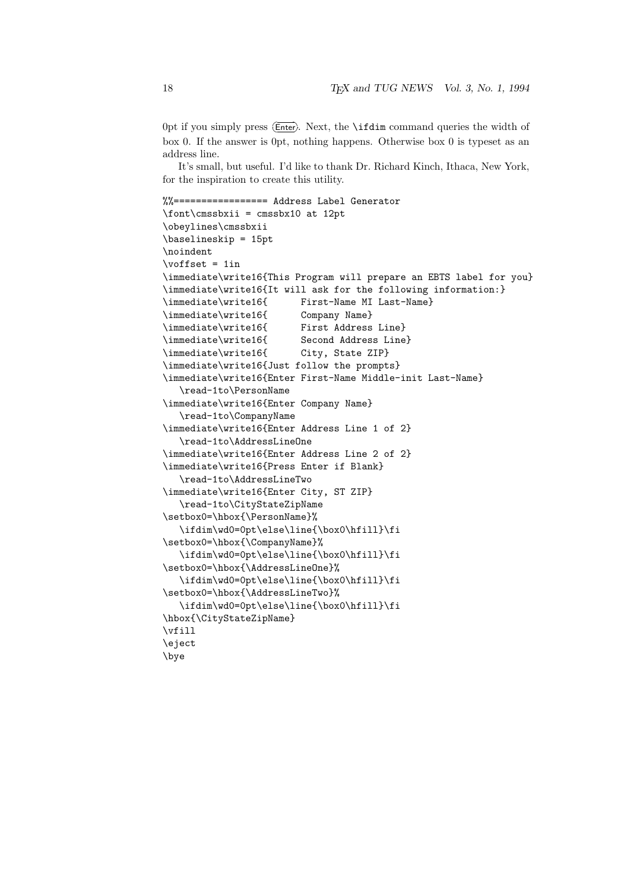0pt if you simply press ⟨Enter⟩. Next, the `\ifdim` command queries the width of box 0. If the answer is 0pt, nothing happens. Otherwise box 0 is typeset as an address line.

It's small, but useful. I'd like to thank Dr. Richard Kinch, Ithaca, New York, for the inspiration to create this utility.

```
%%================= Address Label Generator
\font\cmssbxii = cmssbx10 at 12pt
\obeylines\cmssbxii
\baselineskip = 15pt
\noindent
\voffset = 1in
\immediate\write16{This Program will prepare an EBTS label for you}
\immediate\write16{It will ask for the following information:}
\immediate\write16{      First-Name MI Last-Name}
\immediate\write16{      Company Name}
\immediate\write16{      First Address Line}
\immediate\write16{      Second Address Line}
\immediate\write16{      City, State ZIP}
\immediate\write16{Just follow the prompts}
\immediate\write16{Enter First-Name Middle-init Last-Name}
   \read-1to\PersonName
\immediate\write16{Enter Company Name}
   \read-1to\CompanyName
\immediate\write16{Enter Address Line 1 of 2}
   \read-1to\AddressLineOne
\immediate\write16{Enter Address Line 2 of 2}
\immediate\write16{Press Enter if Blank}
   \read-1to\AddressLineTwo
\immediate\write16{Enter City, ST ZIP}
   \read-1to\CityStateZipName
\setbox0=\hbox{\PersonName}%
   \ifdim\wd0=0pt\else\line{\box0\hfill}\fi
\setbox0=\hbox{\CompanyName}%
   \ifdim\wd0=0pt\else\line{\box0\hfill}\fi
\setbox0=\hbox{\AddressLineOne}%
   \ifdim\wd0=0pt\else\line{\box0\hfill}\fi
\setbox0=\hbox{\AddressLineTwo}%
   \ifdim\wd0=0pt\else\line{\box0\hfill}\fi
\hbox{\CityStateZipName}
\vfill
\eject
\bye
```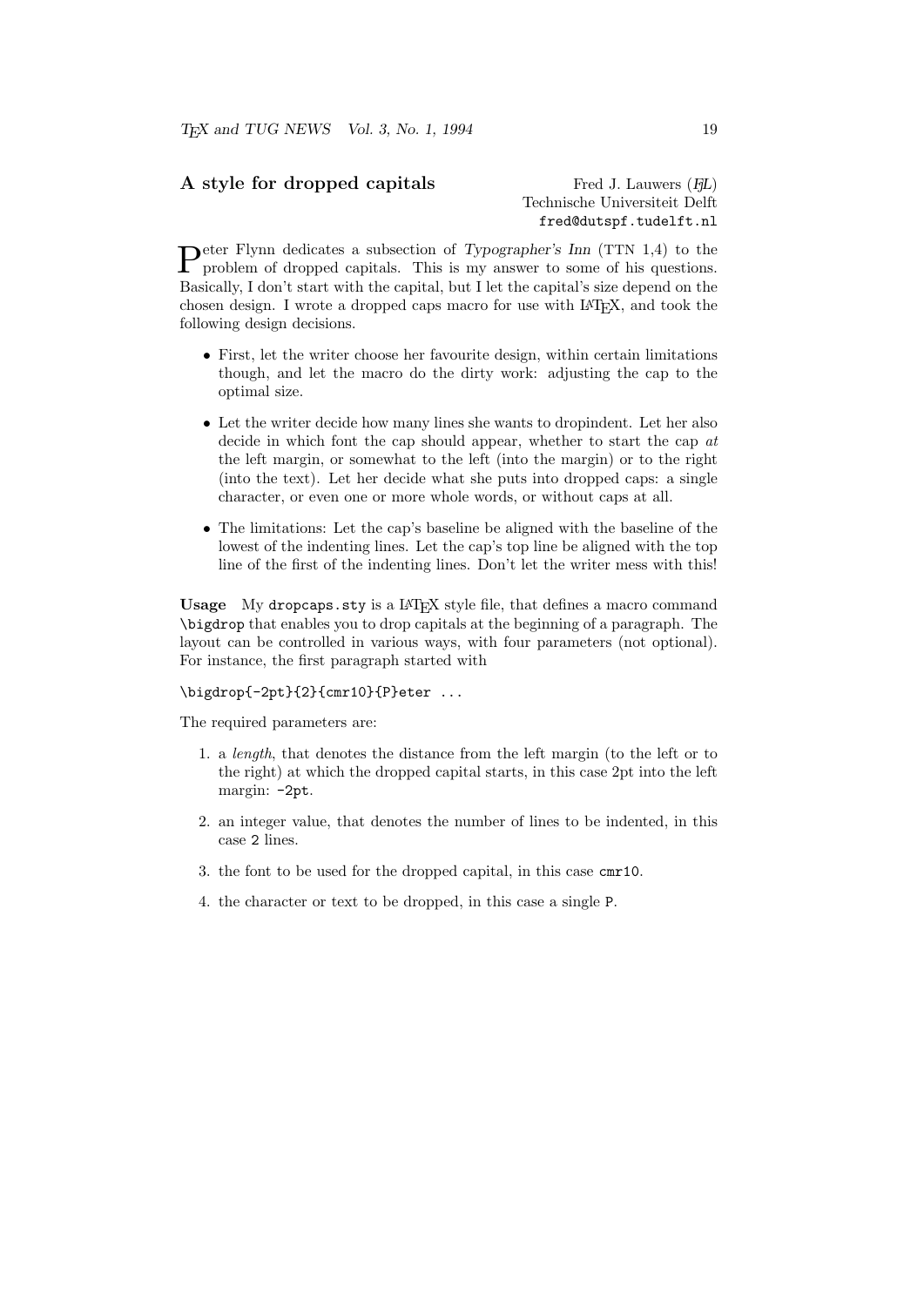## A style for dropped capitals

Fred J. Lauwers (FJL)
Technische Universiteit Delft
`fred@dutspf.tudelft.nl`

Peter Flynn dedicates a subsection of *Typographer's Inn* (TTN 1,4) to the problem of dropped capitals. This is my answer to some of his questions. Basically, I don't start with the capital, but I let the capital's size depend on the chosen design. I wrote a dropped caps macro for use with LaTeX, and took the following design decisions.

- First, let the writer choose her favourite design, within certain limitations though, and let the macro do the dirty work: adjusting the cap to the optimal size.
- Let the writer decide how many lines she wants to dropindent. Let her also decide in which font the cap should appear, whether to start the cap *at* the left margin, or somewhat to the left (into the margin) or to the right (into the text). Let her decide what she puts into dropped caps: a single character, or even one or more whole words, or without caps at all.
- The limitations: Let the cap's baseline be aligned with the baseline of the lowest of the indenting lines. Let the cap's top line be aligned with the top line of the first of the indenting lines. Don't let the writer mess with this!

**Usage** My `dropcaps.sty` is a LaTeX style file, that defines a macro command `\bigdrop` that enables you to drop capitals at the beginning of a paragraph. The layout can be controlled in various ways, with four parameters (not optional). For instance, the first paragraph started with

```
\bigdrop{-2pt}{2}{cmr10}{P}eter ...
```

The required parameters are:

1. a *length*, that denotes the distance from the left margin (to the left or to the right) at which the dropped capital starts, in this case 2pt into the left margin: `-2pt`.
2. an integer value, that denotes the number of lines to be indented, in this case `2` lines.
3. the font to be used for the dropped capital, in this case `cmr10`.
4. the character or text to be dropped, in this case a single `P`.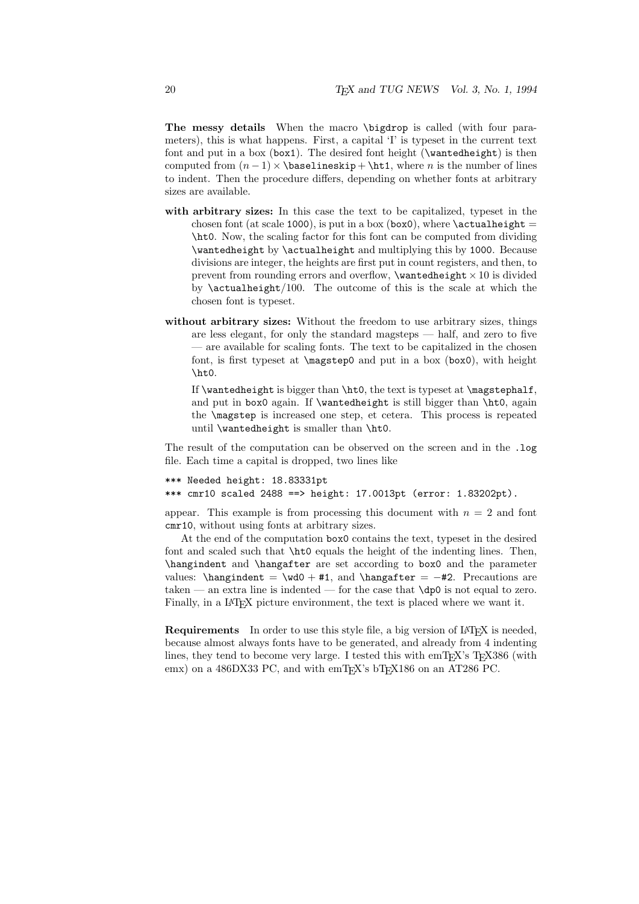**The messy details** When the macro `\bigdrop` is called (with four parameters), this is what happens. First, a capital 'I' is typeset in the current text font and put in a box (`box1`). The desired font height (`\wantedheight`) is then computed from $(n-1) \times$ `\baselineskip` + `\ht1`, where $n$ is the number of lines to indent. Then the procedure differs, depending on whether fonts at arbitrary sizes are available.

**with arbitrary sizes:** In this case the text to be capitalized, typeset in the chosen font (at scale `1000`), is put in a box (`box0`), where `\actualheight` = `\ht0`. Now, the scaling factor for this font can be computed from dividing `\wantedheight` by `\actualheight` and multiplying this by `1000`. Because divisions are integer, the heights are first put in count registers, and then, to prevent from rounding errors and overflow, `\wantedheight` $\times 10$ is divided by `\actualheight`/100. The outcome of this is the scale at which the chosen font is typeset.

**without arbitrary sizes:** Without the freedom to use arbitrary sizes, things are less elegant, for only the standard magsteps — half, and zero to five — are available for scaling fonts. The text to be capitalized in the chosen font, is first typeset at `\magstep0` and put in a box (`box0`), with height `\ht0`.

If `\wantedheight` is bigger than `\ht0`, the text is typeset at `\magstephalf`, and put in `box0` again. If `\wantedheight` is still bigger than `\ht0`, again the `\magstep` is increased one step, et cetera. This process is repeated until `\wantedheight` is smaller than `\ht0`.

The result of the computation can be observed on the screen and in the `.log` file. Each time a capital is dropped, two lines like

```
*** Needed height: 18.83331pt
*** cmr10 scaled 2488 ==> height: 17.0013pt (error: 1.83202pt).
```

appear. This example is from processing this document with $n = 2$ and font `cmr10`, without using fonts at arbitrary sizes.

At the end of the computation `box0` contains the text, typeset in the desired font and scaled such that `\ht0` equals the height of the indenting lines. Then, `\hangindent` and `\hangafter` are set according to `box0` and the parameter values: `\hangindent` = `\wd0` + `#1`, and `\hangafter` = −`#2`. Precautions are taken — an extra line is indented — for the case that `\dp0` is not equal to zero. Finally, in a LaTeX picture environment, the text is placed where we want it.

**Requirements** In order to use this style file, a big version of LaTeX is needed, because almost always fonts have to be generated, and already from 4 indenting lines, they tend to become very large. I tested this with emTeX's TeX386 (with emx) on a 486DX33 PC, and with emTeX's bTeX186 on an AT286 PC.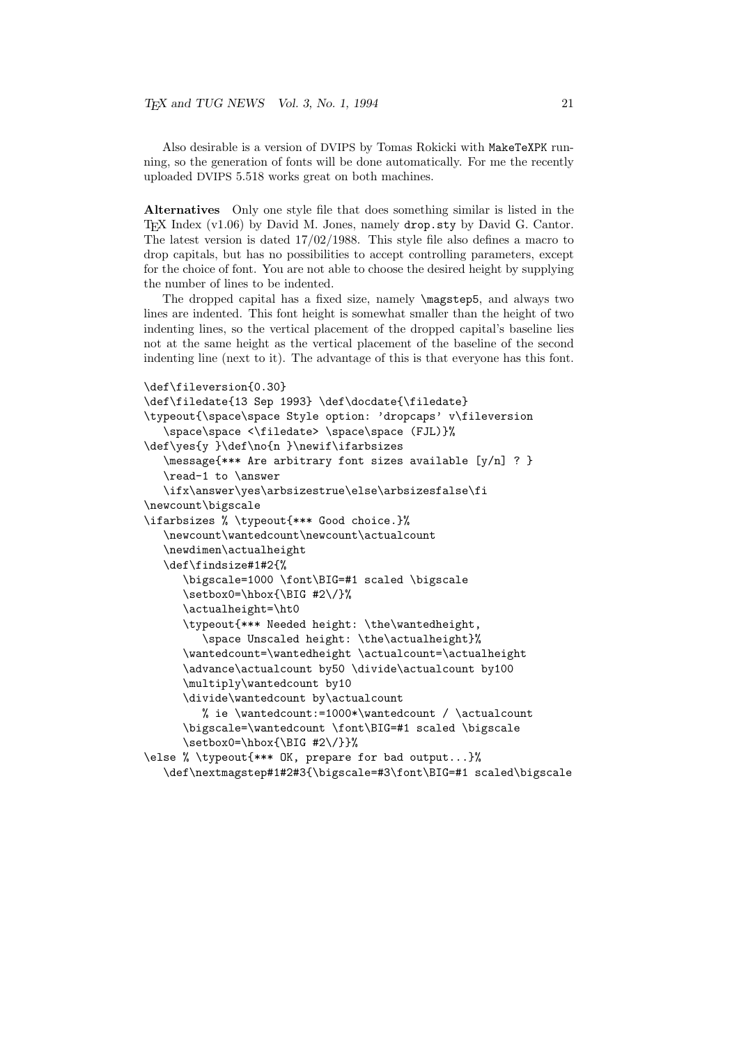Also desirable is a version of DVIPS by Tomas Rokicki with `MakeTeXPK` running, so the generation of fonts will be done automatically. For me the recently uploaded DVIPS 5.518 works great on both machines.

**Alternatives** Only one style file that does something similar is listed in the TEX Index (v1.06) by David M. Jones, namely `drop.sty` by David G. Cantor. The latest version is dated 17/02/1988. This style file also defines a macro to drop capitals, but has no possibilities to accept controlling parameters, except for the choice of font. You are not able to choose the desired height by supplying the number of lines to be indented.

The dropped capital has a fixed size, namely `\magstep5`, and always two lines are indented. This font height is somewhat smaller than the height of two indenting lines, so the vertical placement of the dropped capital's baseline lies not at the same height as the vertical placement of the baseline of the second indenting line (next to it). The advantage of this is that everyone has this font.

```
\def\fileversion{0.30}
\def\filedate{13 Sep 1993} \def\docdate{\filedate}
\typeout{\space\space Style option: 'dropcaps' v\fileversion
   \space\space <\filedate> \space\space (FJL)}%
\def\yes{y }\def\no{n }\newif\ifarbsizes
   \message{*** Are arbitrary font sizes available [y/n] ? }
   \read-1 to \answer
   \ifx\answer\yes\arbsizestrue\else\arbsizesfalse\fi
\newcount\bigscale
\ifarbsizes % \typeout{*** Good choice.}%
   \newcount\wantedcount\newcount\actualcount
   \newdimen\actualheight
   \def\findsize#1#2{%
      \bigscale=1000 \font\BIG=#1 scaled \bigscale
      \setbox0=\hbox{\BIG #2\/}%
      \actualheight=\ht0
      \typeout{*** Needed height: \the\wantedheight,
         \space Unscaled height: \the\actualheight}%
      \wantedcount=\wantedheight \actualcount=\actualheight
      \advance\actualcount by50 \divide\actualcount by100
      \multiply\wantedcount by10
      \divide\wantedcount by\actualcount
         % ie \wantedcount:=1000*\wantedcount / \actualcount
      \bigscale=\wantedcount \font\BIG=#1 scaled \bigscale
      \setbox0=\hbox{\BIG #2\/}}%
\else % \typeout{*** OK, prepare for bad output...}%
   \def\nextmagstep#1#2#3{\bigscale=#3\font\BIG=#1 scaled\bigscale
```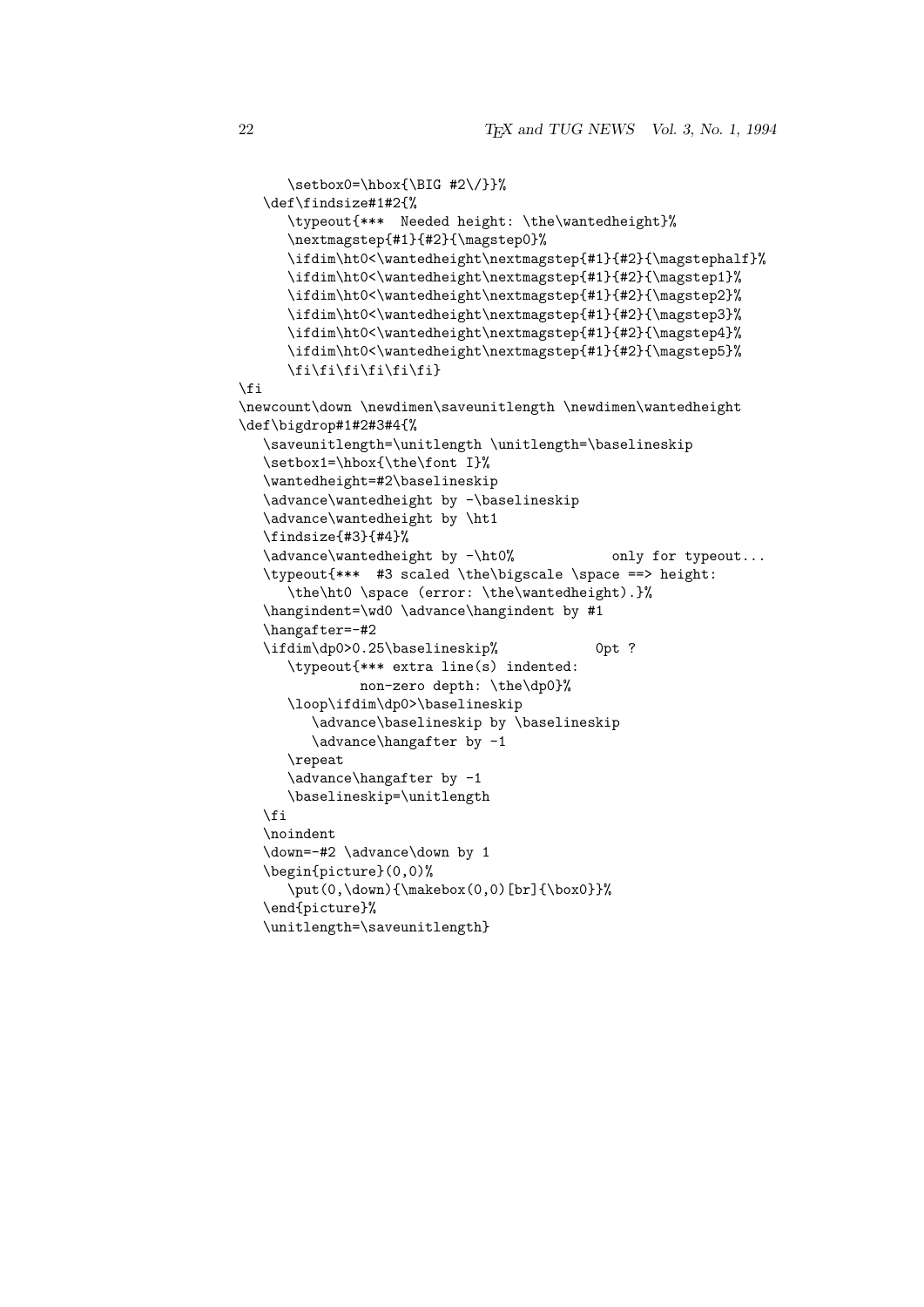```
      \setbox0=\hbox{\BIG #2\/}}%
   \def\findsize#1#2{%
      \typeout{***  Needed height: \the\wantedheight}%
      \nextmagstep{#1}{#2}{\magstep0}%
      \ifdim\ht0<\wantedheight\nextmagstep{#1}{#2}{\magstephalf}%
      \ifdim\ht0<\wantedheight\nextmagstep{#1}{#2}{\magstep1}%
      \ifdim\ht0<\wantedheight\nextmagstep{#1}{#2}{\magstep2}%
      \ifdim\ht0<\wantedheight\nextmagstep{#1}{#2}{\magstep3}%
      \ifdim\ht0<\wantedheight\nextmagstep{#1}{#2}{\magstep4}%
      \ifdim\ht0<\wantedheight\nextmagstep{#1}{#2}{\magstep5}%
      \fi\fi\fi\fi\fi\fi}
\fi
\newcount\down \newdimen\saveunitlength \newdimen\wantedheight
\def\bigdrop#1#2#3#4{%
   \saveunitlength=\unitlength \unitlength=\baselineskip
   \setbox1=\hbox{\the\font I}%
   \wantedheight=#2\baselineskip
   \advance\wantedheight by -\baselineskip
   \advance\wantedheight by \ht1
   \findsize{#3}{#4}%
   \advance\wantedheight by -\ht0%            only for typeout...
   \typeout{***  #3 scaled \the\bigscale \space ==> height:
      \the\ht0 \space (error: \the\wantedheight).}%
   \hangindent=\wd0 \advance\hangindent by #1
   \hangafter=-#2
   \ifdim\dp0>0.25\baselineskip%            0pt ?
      \typeout{*** extra line(s) indented:
               non-zero depth: \the\dp0}%
      \loop\ifdim\dp0>\baselineskip
         \advance\baselineskip by \baselineskip
         \advance\hangafter by -1
      \repeat
      \advance\hangafter by -1
      \baselineskip=\unitlength
   \fi
   \noindent
   \down=-#2 \advance\down by 1
   \begin{picture}(0,0)%
      \put(0,\down){\makebox(0,0)[br]{\box0}}%
   \end{picture}%
   \unitlength=\saveunitlength}
```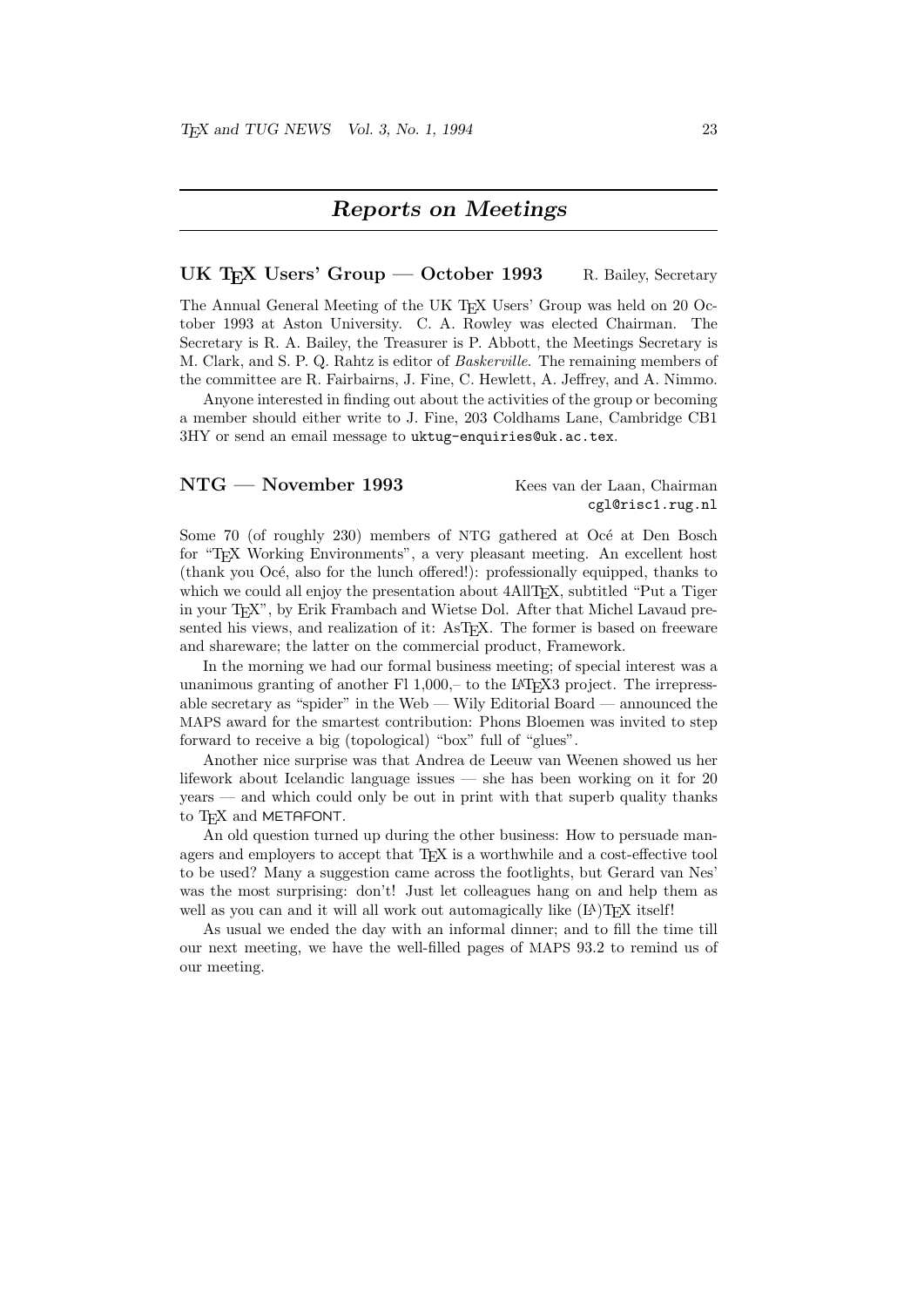# *Reports on Meetings*

## UK TEX Users' Group — October 1993

R. Bailey, Secretary

The Annual General Meeting of the UK TEX Users' Group was held on 20 October 1993 at Aston University. C. A. Rowley was elected Chairman. The Secretary is R. A. Bailey, the Treasurer is P. Abbott, the Meetings Secretary is M. Clark, and S. P. Q. Rahtz is editor of *Baskerville*. The remaining members of the committee are R. Fairbairns, J. Fine, C. Hewlett, A. Jeffrey, and A. Nimmo.

Anyone interested in finding out about the activities of the group or becoming a member should either write to J. Fine, 203 Coldhams Lane, Cambridge CB1 3HY or send an email message to `uktug-enquiries@uk.ac.tex`.

## NTG — November 1993

Kees van der Laan, Chairman
`cgl@risc1.rug.nl`

Some 70 (of roughly 230) members of NTG gathered at Océ at Den Bosch for "TEX Working Environments", a very pleasant meeting. An excellent host (thank you Océ, also for the lunch offered!): professionally equipped, thanks to which we could all enjoy the presentation about 4AllTEX, subtitled "Put a Tiger in your TEX", by Erik Frambach and Wietse Dol. After that Michel Lavaud presented his views, and realization of it: AsTEX. The former is based on freeware and shareware; the latter on the commercial product, Framework.

In the morning we had our formal business meeting; of special interest was a unanimous granting of another Fl 1,000,– to the LATEX3 project. The irrepressable secretary as "spider" in the Web — Wily Editorial Board — announced the MAPS award for the smartest contribution: Phons Bloemen was invited to step forward to receive a big (topological) "box" full of "glues".

Another nice surprise was that Andrea de Leeuw van Weenen showed us her lifework about Icelandic language issues — she has been working on it for 20 years — and which could only be out in print with that superb quality thanks to TEX and METAFONT.

An old question turned up during the other business: How to persuade managers and employers to accept that TEX is a worthwhile and a cost-effective tool to be used? Many a suggestion came across the footlights, but Gerard van Nes' was the most surprising: don't! Just let colleagues hang on and help them as well as you can and it will all work out automagically like (LA)TEX itself!

As usual we ended the day with an informal dinner; and to fill the time till our next meeting, we have the well-filled pages of MAPS 93.2 to remind us of our meeting.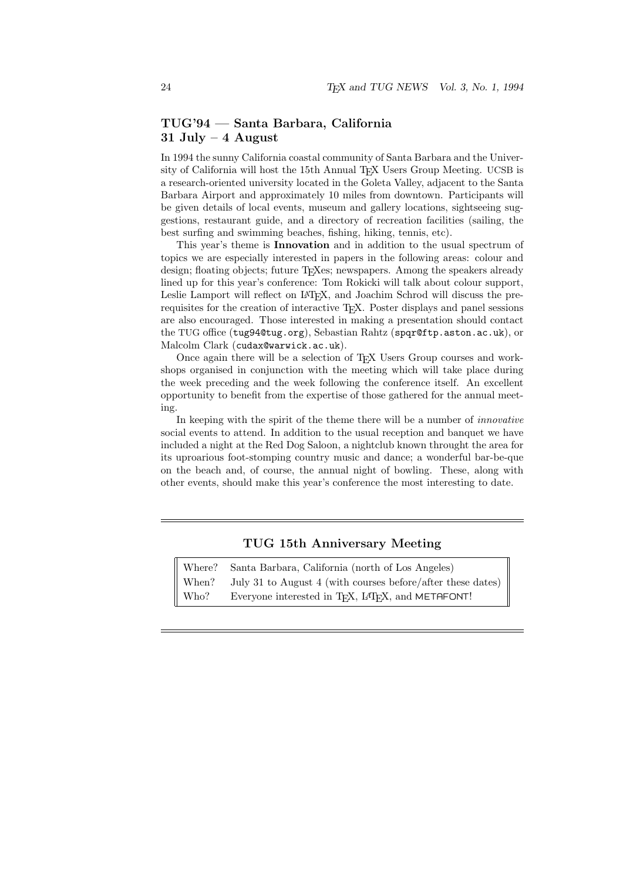## TUG'94 — Santa Barbara, California
## 31 July – 4 August

In 1994 the sunny California coastal community of Santa Barbara and the University of California will host the 15th Annual TEX Users Group Meeting. UCSB is a research-oriented university located in the Goleta Valley, adjacent to the Santa Barbara Airport and approximately 10 miles from downtown. Participants will be given details of local events, museum and gallery locations, sightseeing suggestions, restaurant guide, and a directory of recreation facilities (sailing, the best surfing and swimming beaches, fishing, hiking, tennis, etc).

This year's theme is **Innovation** and in addition to the usual spectrum of topics we are especially interested in papers in the following areas: colour and design; floating objects; future TEXes; newspapers. Among the speakers already lined up for this year's conference: Tom Rokicki will talk about colour support, Leslie Lamport will reflect on LATEX, and Joachim Schrod will discuss the prerequisites for the creation of interactive TEX. Poster displays and panel sessions are also encouraged. Those interested in making a presentation should contact the TUG office (`tug94@tug.org`), Sebastian Rahtz (`spqr@ftp.aston.ac.uk`), or Malcolm Clark (`cudax@warwick.ac.uk`).

Once again there will be a selection of TEX Users Group courses and workshops organised in conjunction with the meeting which will take place during the week preceding and the week following the conference itself. An excellent opportunity to benefit from the expertise of those gathered for the annual meeting.

In keeping with the spirit of the theme there will be a number of *innovative* social events to attend. In addition to the usual reception and banquet we have included a night at the Red Dog Saloon, a nightclub known throught the area for its uproarious foot-stomping country music and dance; a wonderful bar-be-que on the beach and, of course, the annual night of bowling. These, along with other events, should make this year's conference the most interesting to date.

---

### TUG 15th Anniversary Meeting

| | |
|---|---|
| Where? | Santa Barbara, California (north of Los Angeles) |
| When? | July 31 to August 4 (with courses before/after these dates) |
| Who? | Everyone interested in TEX, LATEX, and METAFONT! |

---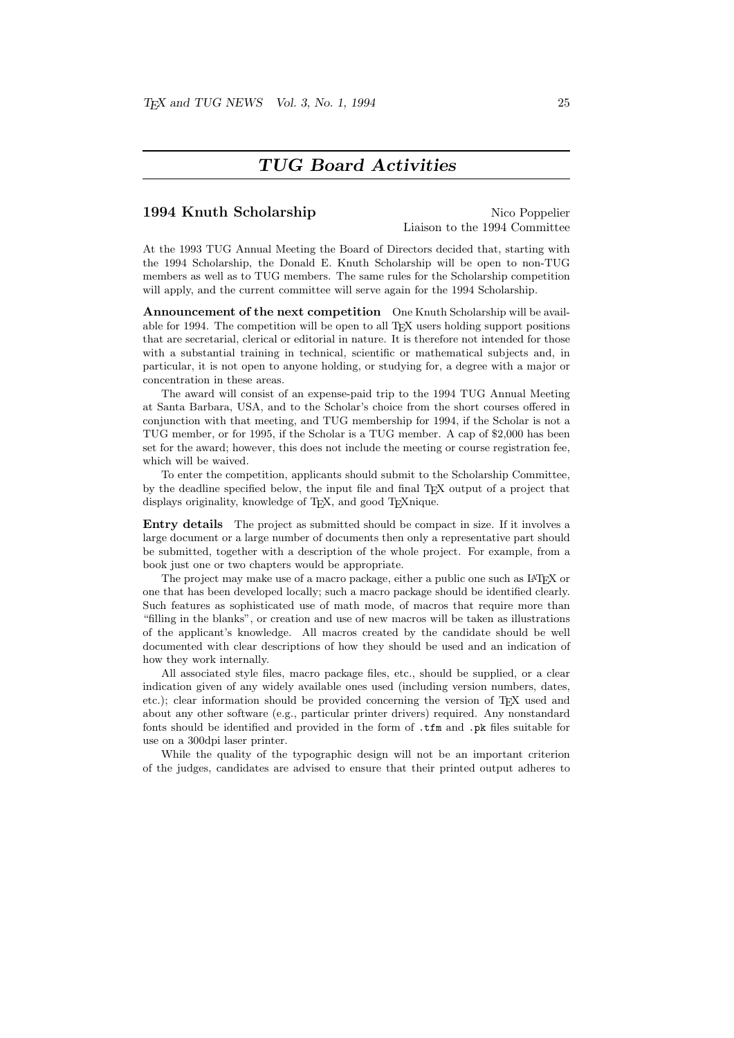# TUG Board Activities

## 1994 Knuth Scholarship

Nico Poppelier
Liaison to the 1994 Committee

At the 1993 TUG Annual Meeting the Board of Directors decided that, starting with the 1994 Scholarship, the Donald E. Knuth Scholarship will be open to non-TUG members as well as to TUG members. The same rules for the Scholarship competition will apply, and the current committee will serve again for the 1994 Scholarship.

**Announcement of the next competition** One Knuth Scholarship will be available for 1994. The competition will be open to all TEX users holding support positions that are secretarial, clerical or editorial in nature. It is therefore not intended for those with a substantial training in technical, scientific or mathematical subjects and, in particular, it is not open to anyone holding, or studying for, a degree with a major or concentration in these areas.

The award will consist of an expense-paid trip to the 1994 TUG Annual Meeting at Santa Barbara, USA, and to the Scholar's choice from the short courses offered in conjunction with that meeting, and TUG membership for 1994, if the Scholar is not a TUG member, or for 1995, if the Scholar is a TUG member. A cap of $2,000 has been set for the award; however, this does not include the meeting or course registration fee, which will be waived.

To enter the competition, applicants should submit to the Scholarship Committee, by the deadline specified below, the input file and final TEX output of a project that displays originality, knowledge of TEX, and good TEXnique.

**Entry details** The project as submitted should be compact in size. If it involves a large document or a large number of documents then only a representative part should be submitted, together with a description of the whole project. For example, from a book just one or two chapters would be appropriate.

The project may make use of a macro package, either a public one such as LATEX or one that has been developed locally; such a macro package should be identified clearly. Such features as sophisticated use of math mode, of macros that require more than "filling in the blanks", or creation and use of new macros will be taken as illustrations of the applicant's knowledge. All macros created by the candidate should be well documented with clear descriptions of how they should be used and an indication of how they work internally.

All associated style files, macro package files, etc., should be supplied, or a clear indication given of any widely available ones used (including version numbers, dates, etc.); clear information should be provided concerning the version of TEX used and about any other software (e.g., particular printer drivers) required. Any nonstandard fonts should be identified and provided in the form of `.tfm` and `.pk` files suitable for use on a 300dpi laser printer.

While the quality of the typographic design will not be an important criterion of the judges, candidates are advised to ensure that their printed output adheres to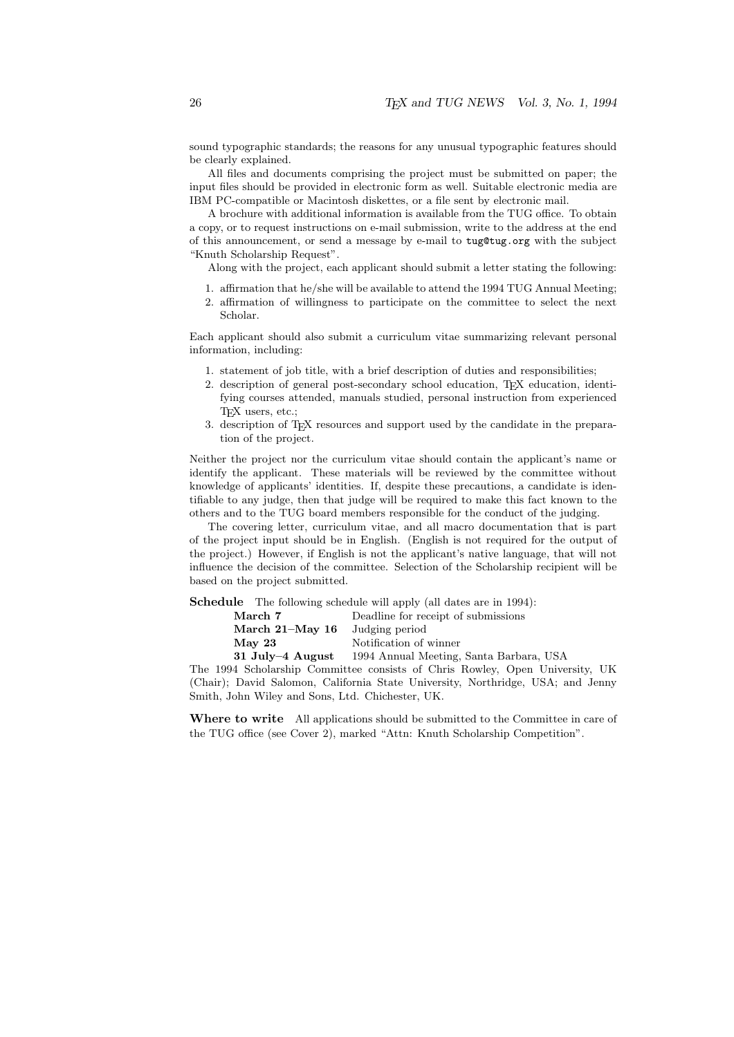sound typographic standards; the reasons for any unusual typographic features should be clearly explained.

All files and documents comprising the project must be submitted on paper; the input files should be provided in electronic form as well. Suitable electronic media are IBM PC-compatible or Macintosh diskettes, or a file sent by electronic mail.

A brochure with additional information is available from the TUG office. To obtain a copy, or to request instructions on e-mail submission, write to the address at the end of this announcement, or send a message by e-mail to `tug@tug.org` with the subject "Knuth Scholarship Request".

Along with the project, each applicant should submit a letter stating the following:

1. affirmation that he/she will be available to attend the 1994 TUG Annual Meeting;
2. affirmation of willingness to participate on the committee to select the next Scholar.

Each applicant should also submit a curriculum vitae summarizing relevant personal information, including:

1. statement of job title, with a brief description of duties and responsibilities;
2. description of general post-secondary school education, TeX education, identifying courses attended, manuals studied, personal instruction from experienced TeX users, etc.;
3. description of TeX resources and support used by the candidate in the preparation of the project.

Neither the project nor the curriculum vitae should contain the applicant's name or identify the applicant. These materials will be reviewed by the committee without knowledge of applicants' identities. If, despite these precautions, a candidate is identifiable to any judge, then that judge will be required to make this fact known to the others and to the TUG board members responsible for the conduct of the judging.

The covering letter, curriculum vitae, and all macro documentation that is part of the project input should be in English. (English is not required for the output of the project.) However, if English is not the applicant's native language, that will not influence the decision of the committee. Selection of the Scholarship recipient will be based on the project submitted.

**Schedule** The following schedule will apply (all dates are in 1994):

| | |
|---|---|
| **March 7** | Deadline for receipt of submissions |
| **March 21–May 16** | Judging period |
| **May 23** | Notification of winner |
| **31 July–4 August** | 1994 Annual Meeting, Santa Barbara, USA |

The 1994 Scholarship Committee consists of Chris Rowley, Open University, UK (Chair); David Salomon, California State University, Northridge, USA; and Jenny Smith, John Wiley and Sons, Ltd. Chichester, UK.

**Where to write** All applications should be submitted to the Committee in care of the TUG office (see Cover 2), marked "Attn: Knuth Scholarship Competition".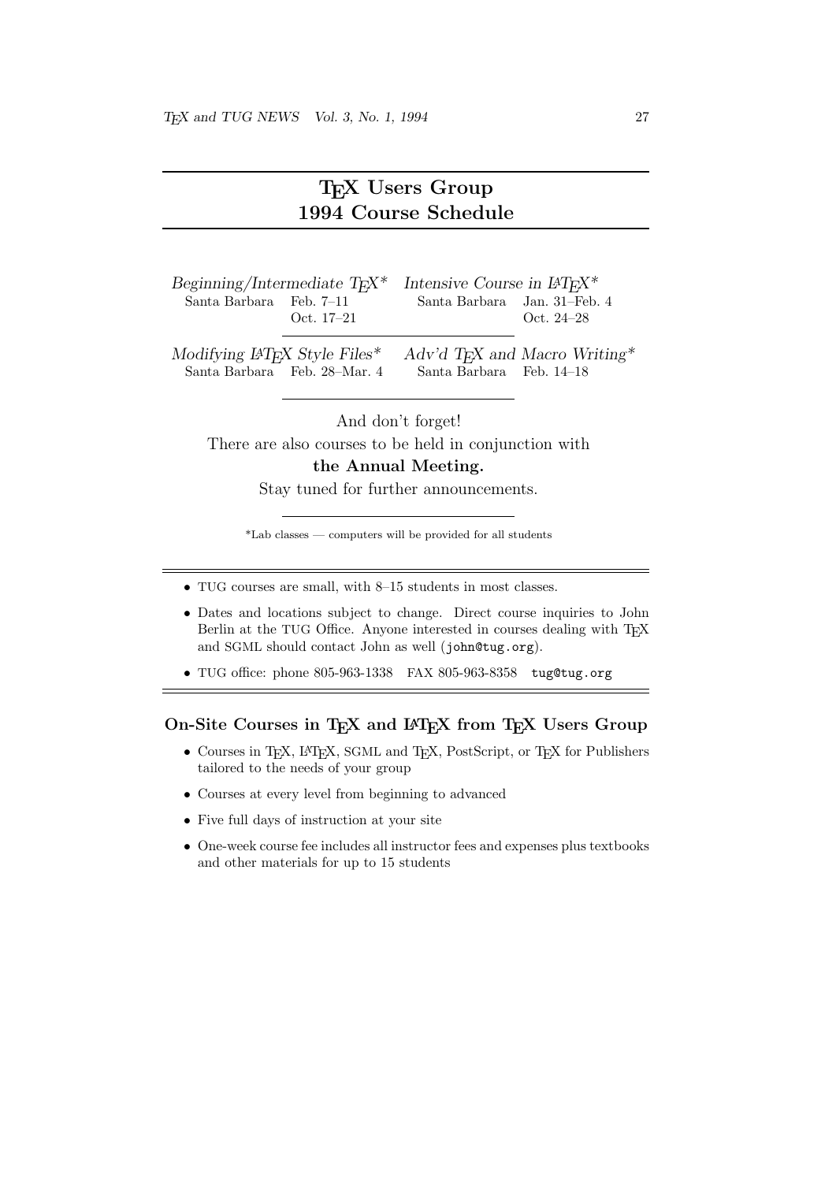# TeX Users Group 1994 Course Schedule

*Beginning/Intermediate TeX\**
Santa Barbara — Feb. 7–11
Oct. 17–21

*Intensive Course in LaTeX\**
Santa Barbara — Jan. 31–Feb. 4
Oct. 24–28

*Modifying LaTeX Style Files\**
Santa Barbara — Feb. 28–Mar. 4

*Adv'd TeX and Macro Writing\**
Santa Barbara — Feb. 14–18

---

And don't forget!

There are also courses to be held in conjunction with **the Annual Meeting.**

Stay tuned for further announcements.

---

\*Lab classes — computers will be provided for all students

---

- TUG courses are small, with 8–15 students in most classes.
- Dates and locations subject to change. Direct course inquiries to John Berlin at the TUG Office. Anyone interested in courses dealing with TeX and SGML should contact John as well (`john@tug.org`).
- TUG office: phone 805-963-1338 FAX 805-963-8358 `tug@tug.org`

## On-Site Courses in TeX and LaTeX from TeX Users Group

- Courses in TeX, LaTeX, SGML and TeX, PostScript, or TeX for Publishers tailored to the needs of your group
- Courses at every level from beginning to advanced
- Five full days of instruction at your site
- One-week course fee includes all instructor fees and expenses plus textbooks and other materials for up to 15 students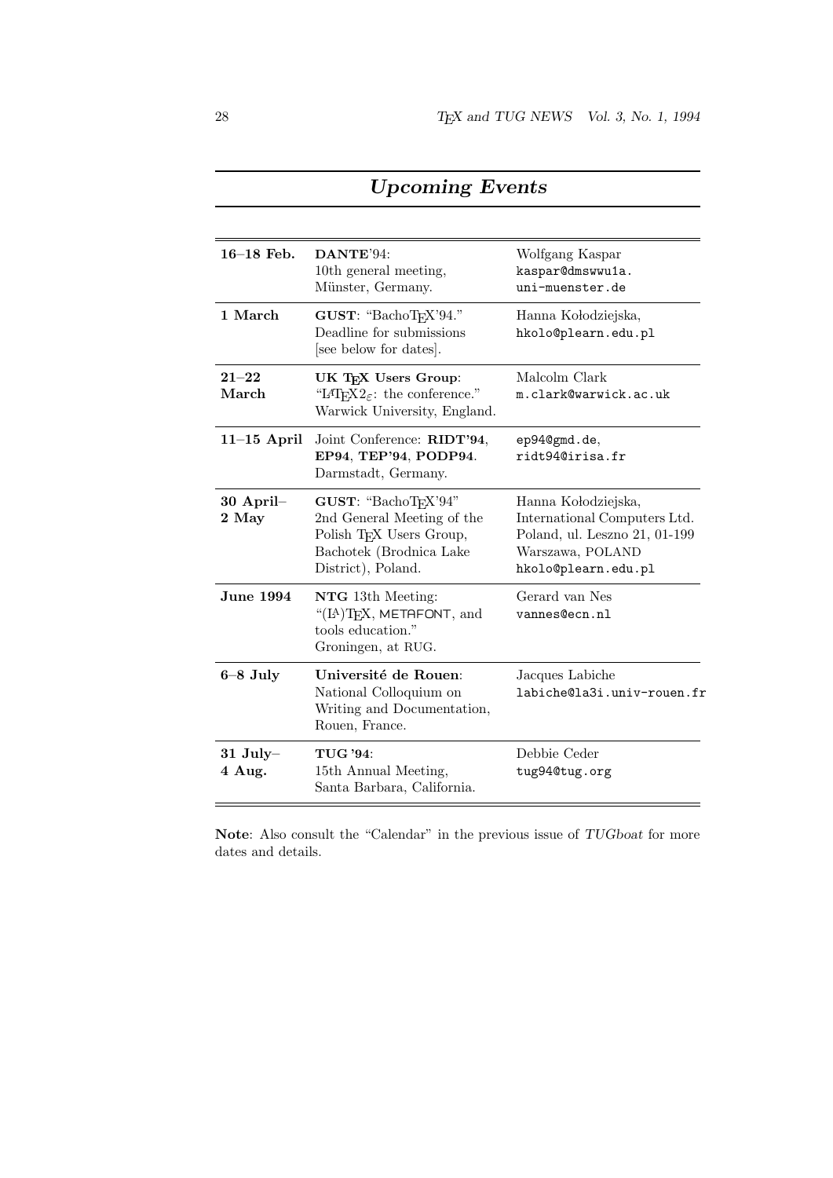## *Upcoming Events*

| | | |
|---|---|---|
| **16–18 Feb.** | **DANTE**'94:<br>10th general meeting,<br>Münster, Germany. | Wolfgang Kaspar<br>kaspar@dmswwu1a.<br>uni-muenster.de |
| **1 March** | **GUST**: "BachoTEX'94."<br>Deadline for submissions<br>[see below for dates]. | Hanna Kołodziejska,<br>hkolo@plearn.edu.pl |
| **21–22 March** | **UK TEX Users Group**:<br>"LaTeX2$_\varepsilon$: the conference."<br>Warwick University, England. | Malcolm Clark<br>m.clark@warwick.ac.uk |
| **11–15 April** | Joint Conference: **RIDT'94**, **EP94**, **TEP'94**, **PODP94**.<br>Darmstadt, Germany. | ep94@gmd.de,<br>ridt94@irisa.fr |
| **30 April–2 May** | **GUST**: "BachoTEX'94"<br>2nd General Meeting of the Polish TEX Users Group,<br>Bachotek (Brodnica Lake District), Poland. | Hanna Kołodziejska,<br>International Computers Ltd.<br>Poland, ul. Leszno 21, 01-199<br>Warszawa, POLAND<br>hkolo@plearn.edu.pl |
| **June 1994** | **NTG** 13th Meeting:<br>"(LA)TEX, METAFONT, and tools education."<br>Groningen, at RUG. | Gerard van Nes<br>vannes@ecn.nl |
| **6–8 July** | **Université de Rouen**:<br>National Colloquium on Writing and Documentation,<br>Rouen, France. | Jacques Labiche<br>labiche@la3i.univ-rouen.fr |
| **31 July–4 Aug.** | **TUG '94**:<br>15th Annual Meeting,<br>Santa Barbara, California. | Debbie Ceder<br>tug94@tug.org |

**Note**: Also consult the "Calendar" in the previous issue of *TUGboat* for more dates and details.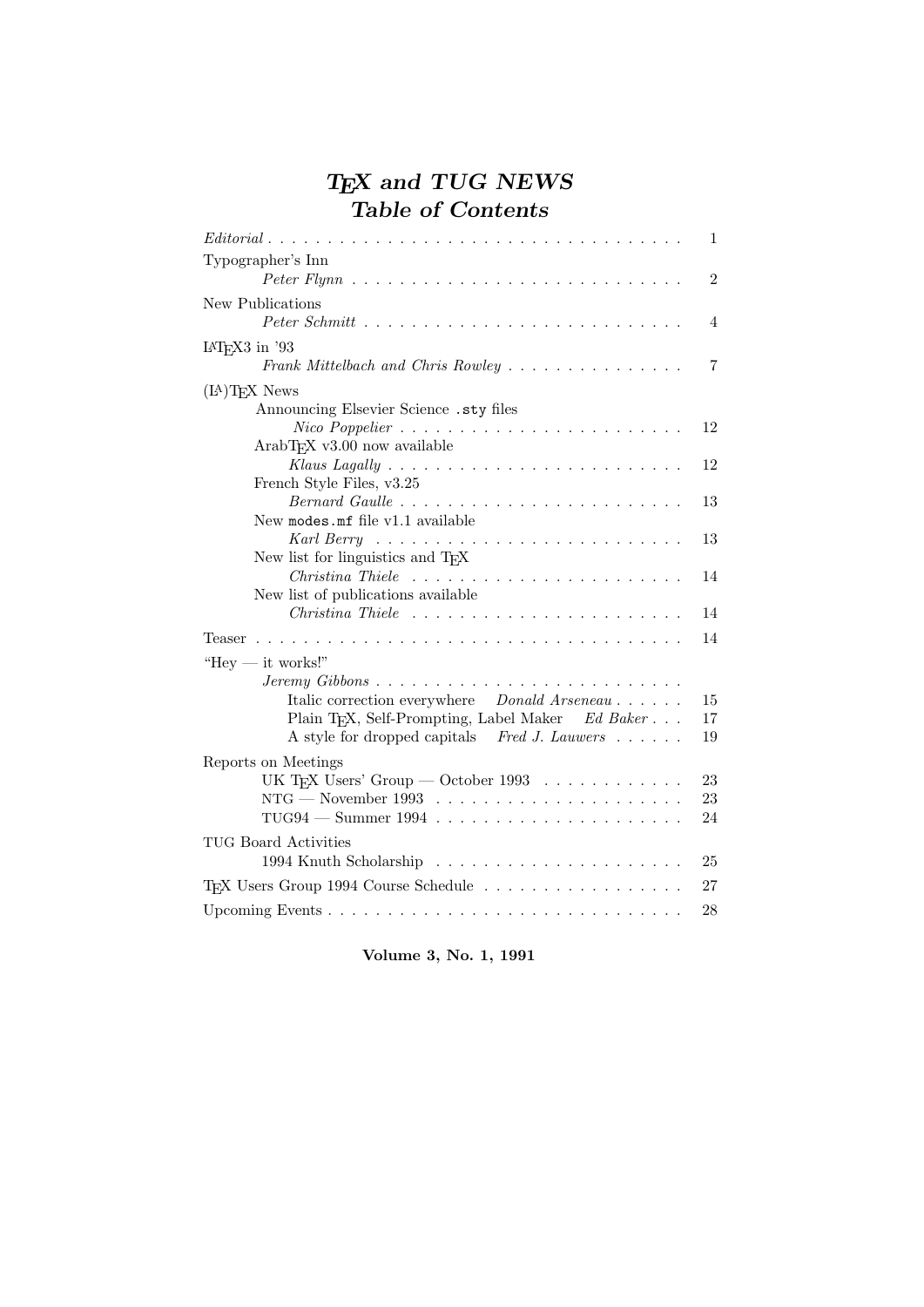# *TEX and TUG NEWS*
## *Table of Contents*

| | |
|---|---|
| *Editorial* | 1 |
| Typographer's Inn | |
| *Peter Flynn* | 2 |
| New Publications | |
| *Peter Schmitt* | 4 |
| LATEX3 in '93 | |
| *Frank Mittelbach and Chris Rowley* | 7 |
| (LA)TEX News | |
| Announcing Elsevier Science `.sty` files | |
| *Nico Poppelier* | 12 |
| ArabTEX v3.00 now available | |
| *Klaus Lagally* | 12 |
| French Style Files, v3.25 | |
| *Bernard Gaulle* | 13 |
| New `modes.mf` file v1.1 available | |
| *Karl Berry* | 13 |
| New list for linguistics and TEX | |
| *Christina Thiele* | 14 |
| New list of publications available | |
| *Christina Thiele* | 14 |
| Teaser | 14 |
| "Hey — it works!" | |
| *Jeremy Gibbons* | |
| Italic correction everywhere *Donald Arseneau* | 15 |
| Plain TEX, Self-Prompting, Label Maker *Ed Baker* | 17 |
| A style for dropped capitals *Fred J. Lauwers* | 19 |
| Reports on Meetings | |
| UK TEX Users' Group — October 1993 | 23 |
| NTG — November 1993 | 23 |
| TUG94 — Summer 1994 | 24 |
| TUG Board Activities | |
| 1994 Knuth Scholarship | 25 |
| TEX Users Group 1994 Course Schedule | 27 |
| Upcoming Events | 28 |

**Volume 3, No. 1, 1991**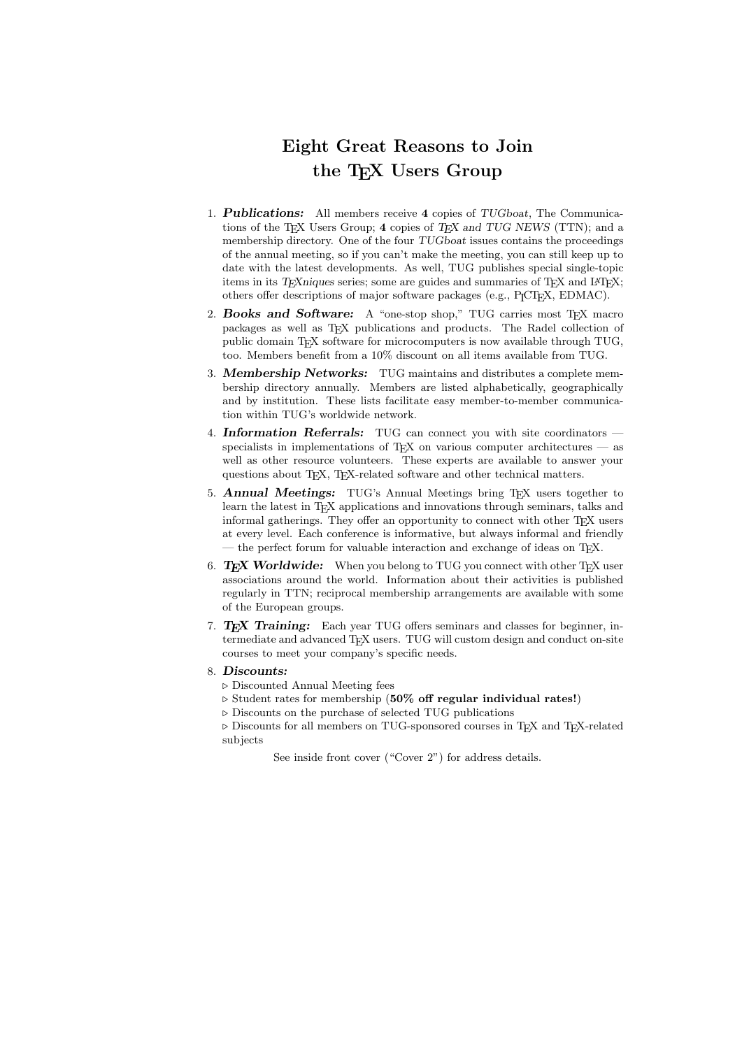# Eight Great Reasons to Join the TEX Users Group

1. ***Publications:*** All members receive **4** copies of *TUGboat*, The Communications of the TEX Users Group; **4** copies of *TEX and TUG NEWS* (TTN); and a membership directory. One of the four *TUGboat* issues contains the proceedings of the annual meeting, so if you can't make the meeting, you can still keep up to date with the latest developments. As well, TUG publishes special single-topic items in its *TEXniques* series; some are guides and summaries of TEX and LATEX; others offer descriptions of major software packages (e.g., PICTEX, EDMAC).

2. ***Books and Software:*** A "one-stop shop," TUG carries most TEX macro packages as well as TEX publications and products. The Radel collection of public domain TEX software for microcomputers is now available through TUG, too. Members benefit from a 10% discount on all items available from TUG.

3. ***Membership Networks:*** TUG maintains and distributes a complete membership directory annually. Members are listed alphabetically, geographically and by institution. These lists facilitate easy member-to-member communication within TUG's worldwide network.

4. ***Information Referrals:*** TUG can connect you with site coordinators — specialists in implementations of TEX on various computer architectures — as well as other resource volunteers. These experts are available to answer your questions about TEX, TEX-related software and other technical matters.

5. ***Annual Meetings:*** TUG's Annual Meetings bring TEX users together to learn the latest in TEX applications and innovations through seminars, talks and informal gatherings. They offer an opportunity to connect with other TEX users at every level. Each conference is informative, but always informal and friendly — the perfect forum for valuable interaction and exchange of ideas on TEX.

6. ***TEX Worldwide:*** When you belong to TUG you connect with other TEX user associations around the world. Information about their activities is published regularly in TTN; reciprocal membership arrangements are available with some of the European groups.

7. ***TEX Training:*** Each year TUG offers seminars and classes for beginner, intermediate and advanced TEX users. TUG will custom design and conduct on-site courses to meet your company's specific needs.

8. ***Discounts:***
   - ▷ Discounted Annual Meeting fees
   - ▷ Student rates for membership (**50% off regular individual rates!**)
   - ▷ Discounts on the purchase of selected TUG publications
   - ▷ Discounts for all members on TUG-sponsored courses in TEX and TEX-related subjects

See inside front cover ("Cover 2") for address details.